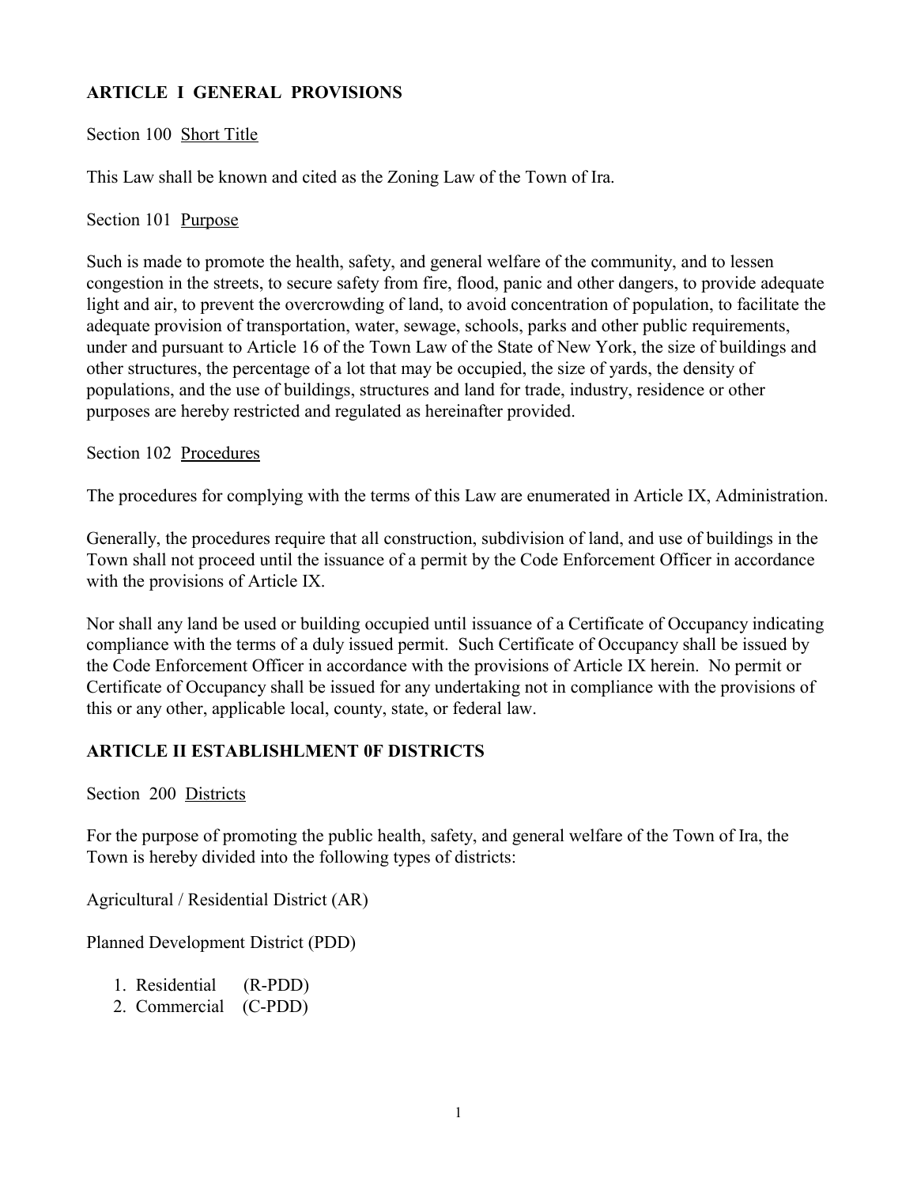## ARTICLE I GENERAL PROVISIONS

Section 100 Short Title

This Law shall be known and cited as the Zoning Law of the Town of Ira.

Section 101 Purpose

Such is made to promote the health, safety, and general welfare of the community, and to lessen congestion in the streets, to secure safety from fire, flood, panic and other dangers, to provide adequate light and air, to prevent the overcrowding of land, to avoid concentration of population, to facilitate the adequate provision of transportation, water, sewage, schools, parks and other public requirements, under and pursuant to Article 16 of the Town Law of the State of New York, the size of buildings and other structures, the percentage of a lot that may be occupied, the size of yards, the density of populations, and the use of buildings, structures and land for trade, industry, residence or other purposes are hereby restricted and regulated as hereinafter provided.

Section 102 Procedures

The procedures for complying with the terms of this Law are enumerated in Article IX, Administration.

Generally, the procedures require that all construction, subdivision of land, and use of buildings in the Town shall not proceed until the issuance of a permit by the Code Enforcement Officer in accordance with the provisions of Article IX.

Nor shall any land be used or building occupied until issuance of a Certificate of Occupancy indicating compliance with the terms of a duly issued permit. Such Certificate of Occupancy shall be issued by the Code Enforcement Officer in accordance with the provisions of Article IX herein. No permit or Certificate of Occupancy shall be issued for any undertaking not in compliance with the provisions of this or any other, applicable local, county, state, or federal law.

## ARTICLE II ESTABLISHLMENT 0F DISTRICTS

Section 200 Districts

For the purpose of promoting the public health, safety, and general welfare of the Town of Ira, the Town is hereby divided into the following types of districts:

Agricultural / Residential District (AR)

Planned Development District (PDD)

1. Residential (R-PDD)
2. Commercial (C-PDD)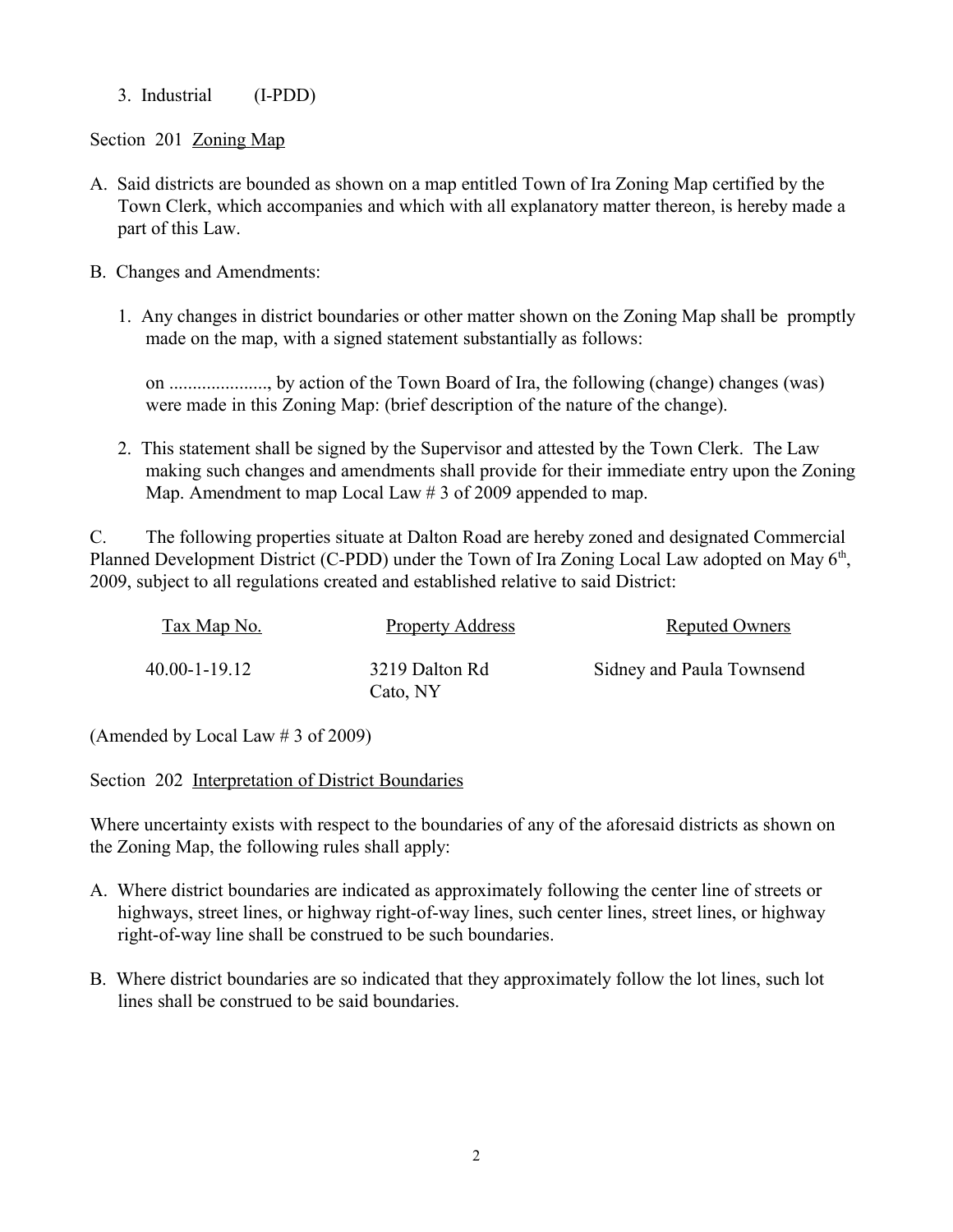3. Industrial (I-PDD)

Section 201 Zoning Map

A. Said districts are bounded as shown on a map entitled Town of Ira Zoning Map certified by the Town Clerk, which accompanies and which with all explanatory matter thereon, is hereby made a part of this Law.

B. Changes and Amendments:

1. Any changes in district boundaries or other matter shown on the Zoning Map shall be promptly made on the map, with a signed statement substantially as follows:

   on ....................., by action of the Town Board of Ira, the following (change) changes (was) were made in this Zoning Map: (brief description of the nature of the change).

2. This statement shall be signed by the Supervisor and attested by the Town Clerk. The Law making such changes and amendments shall provide for their immediate entry upon the Zoning Map. Amendment to map Local Law # 3 of 2009 appended to map.

C. The following properties situate at Dalton Road are hereby zoned and designated Commercial Planned Development District (C-PDD) under the Town of Ira Zoning Local Law adopted on May 6th, 2009, subject to all regulations created and established relative to said District:

| Tax Map No. | Property Address | Reputed Owners |
|---|---|---|
| 40.00-1-19.12 | 3219 Dalton Rd Cato, NY | Sidney and Paula Townsend |

(Amended by Local Law # 3 of 2009)

Section 202 Interpretation of District Boundaries

Where uncertainty exists with respect to the boundaries of any of the aforesaid districts as shown on the Zoning Map, the following rules shall apply:

A. Where district boundaries are indicated as approximately following the center line of streets or highways, street lines, or highway right-of-way lines, such center lines, street lines, or highway right-of-way line shall be construed to be such boundaries.

B. Where district boundaries are so indicated that they approximately follow the lot lines, such lot lines shall be construed to be said boundaries.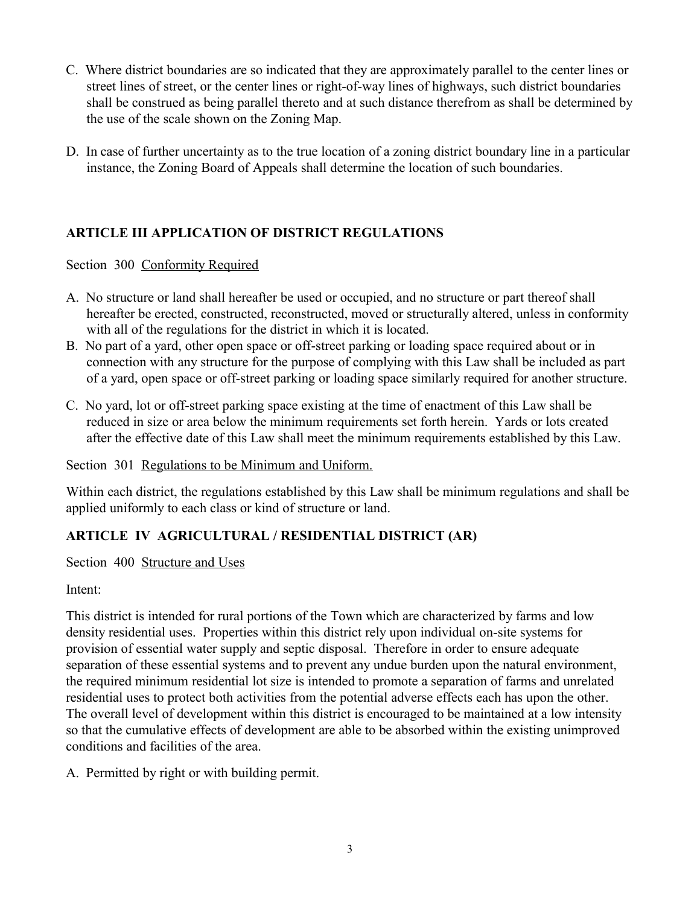C. Where district boundaries are so indicated that they are approximately parallel to the center lines or street lines of street, or the center lines or right-of-way lines of highways, such district boundaries shall be construed as being parallel thereto and at such distance therefrom as shall be determined by the use of the scale shown on the Zoning Map.

D. In case of further uncertainty as to the true location of a zoning district boundary line in a particular instance, the Zoning Board of Appeals shall determine the location of such boundaries.

## ARTICLE III APPLICATION OF DISTRICT REGULATIONS

Section 300 Conformity Required

A. No structure or land shall hereafter be used or occupied, and no structure or part thereof shall hereafter be erected, constructed, reconstructed, moved or structurally altered, unless in conformity with all of the regulations for the district in which it is located.

B. No part of a yard, other open space or off-street parking or loading space required about or in connection with any structure for the purpose of complying with this Law shall be included as part of a yard, open space or off-street parking or loading space similarly required for another structure.

C. No yard, lot or off-street parking space existing at the time of enactment of this Law shall be reduced in size or area below the minimum requirements set forth herein. Yards or lots created after the effective date of this Law shall meet the minimum requirements established by this Law.

Section 301 Regulations to be Minimum and Uniform.

Within each district, the regulations established by this Law shall be minimum regulations and shall be applied uniformly to each class or kind of structure or land.

## ARTICLE IV AGRICULTURAL / RESIDENTIAL DISTRICT (AR)

Section 400 Structure and Uses

Intent:

This district is intended for rural portions of the Town which are characterized by farms and low density residential uses. Properties within this district rely upon individual on-site systems for provision of essential water supply and septic disposal. Therefore in order to ensure adequate separation of these essential systems and to prevent any undue burden upon the natural environment, the required minimum residential lot size is intended to promote a separation of farms and unrelated residential uses to protect both activities from the potential adverse effects each has upon the other. The overall level of development within this district is encouraged to be maintained at a low intensity so that the cumulative effects of development are able to be absorbed within the existing unimproved conditions and facilities of the area.

A. Permitted by right or with building permit.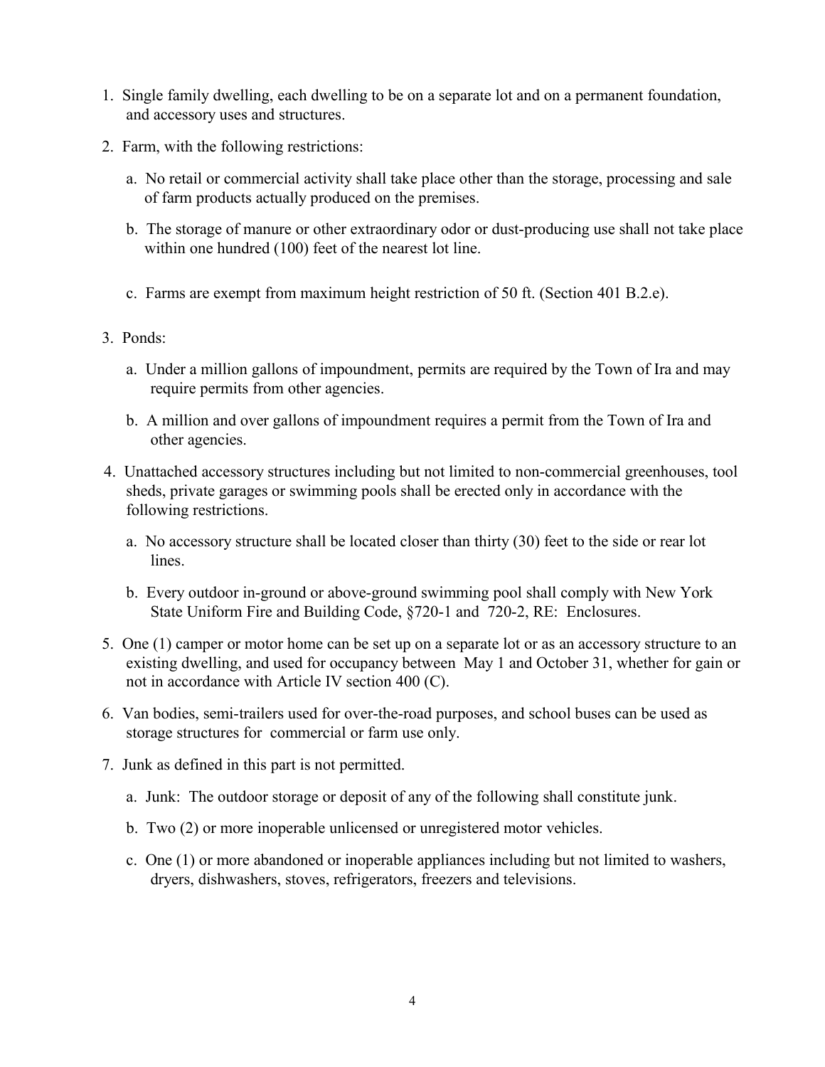1. Single family dwelling, each dwelling to be on a separate lot and on a permanent foundation, and accessory uses and structures.

2. Farm, with the following restrictions:

   a. No retail or commercial activity shall take place other than the storage, processing and sale of farm products actually produced on the premises.

   b. The storage of manure or other extraordinary odor or dust-producing use shall not take place within one hundred (100) feet of the nearest lot line.

   c. Farms are exempt from maximum height restriction of 50 ft. (Section 401 B.2.e).

3. Ponds:

   a. Under a million gallons of impoundment, permits are required by the Town of Ira and may require permits from other agencies.

   b. A million and over gallons of impoundment requires a permit from the Town of Ira and other agencies.

4. Unattached accessory structures including but not limited to non-commercial greenhouses, tool sheds, private garages or swimming pools shall be erected only in accordance with the following restrictions.

   a. No accessory structure shall be located closer than thirty (30) feet to the side or rear lot lines.

   b. Every outdoor in-ground or above-ground swimming pool shall comply with New York State Uniform Fire and Building Code, §720-1 and 720-2, RE: Enclosures.

5. One (1) camper or motor home can be set up on a separate lot or as an accessory structure to an existing dwelling, and used for occupancy between May 1 and October 31, whether for gain or not in accordance with Article IV section 400 (C).

6. Van bodies, semi-trailers used for over-the-road purposes, and school buses can be used as storage structures for commercial or farm use only.

7. Junk as defined in this part is not permitted.

   a. Junk: The outdoor storage or deposit of any of the following shall constitute junk.

   b. Two (2) or more inoperable unlicensed or unregistered motor vehicles.

   c. One (1) or more abandoned or inoperable appliances including but not limited to washers, dryers, dishwashers, stoves, refrigerators, freezers and televisions.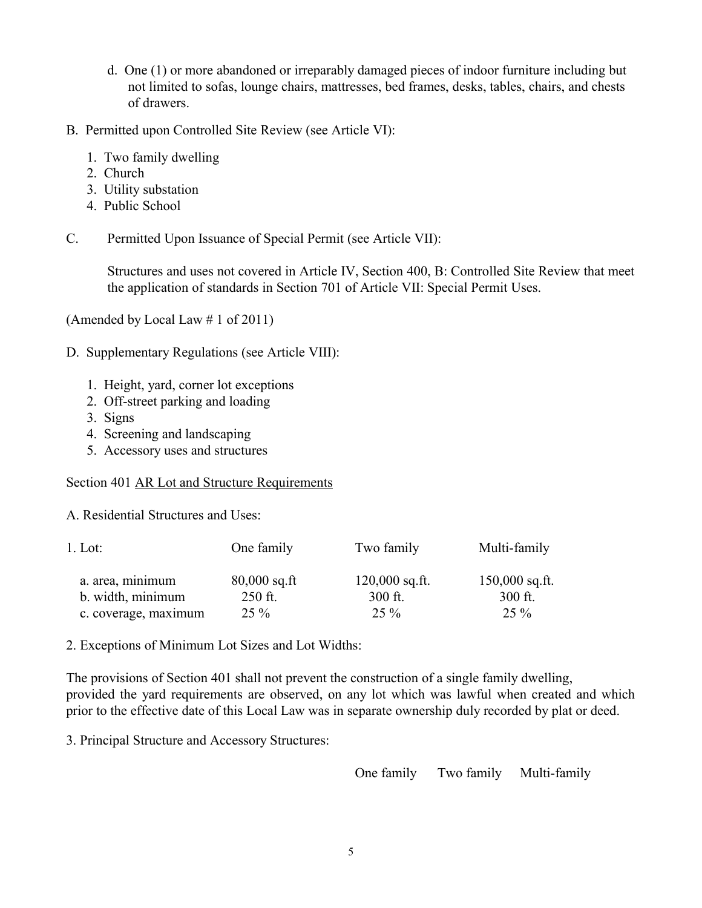d. One (1) or more abandoned or irreparably damaged pieces of indoor furniture including but not limited to sofas, lounge chairs, mattresses, bed frames, desks, tables, chairs, and chests of drawers.

B. Permitted upon Controlled Site Review (see Article VI):

1. Two family dwelling
2. Church
3. Utility substation
4. Public School

C. Permitted Upon Issuance of Special Permit (see Article VII):

Structures and uses not covered in Article IV, Section 400, B: Controlled Site Review that meet the application of standards in Section 701 of Article VII: Special Permit Uses.

(Amended by Local Law # 1 of 2011)

D. Supplementary Regulations (see Article VIII):

1. Height, yard, corner lot exceptions
2. Off-street parking and loading
3. Signs
4. Screening and landscaping
5. Accessory uses and structures

Section 401 AR Lot and Structure Requirements

A. Residential Structures and Uses:

| 1. Lot: | One family | Two family | Multi-family |
|---|---|---|---|
| a. area, minimum | 80,000 sq.ft | 120,000 sq.ft. | 150,000 sq.ft. |
| b. width, minimum | 250 ft. | 300 ft. | 300 ft. |
| c. coverage, maximum | 25 % | 25 % | 25 % |

2. Exceptions of Minimum Lot Sizes and Lot Widths:

The provisions of Section 401 shall not prevent the construction of a single family dwelling, provided the yard requirements are observed, on any lot which was lawful when created and which prior to the effective date of this Local Law was in separate ownership duly recorded by plat or deed.

3. Principal Structure and Accessory Structures:

| | One family | Two family | Multi-family |
|---|---|---|---|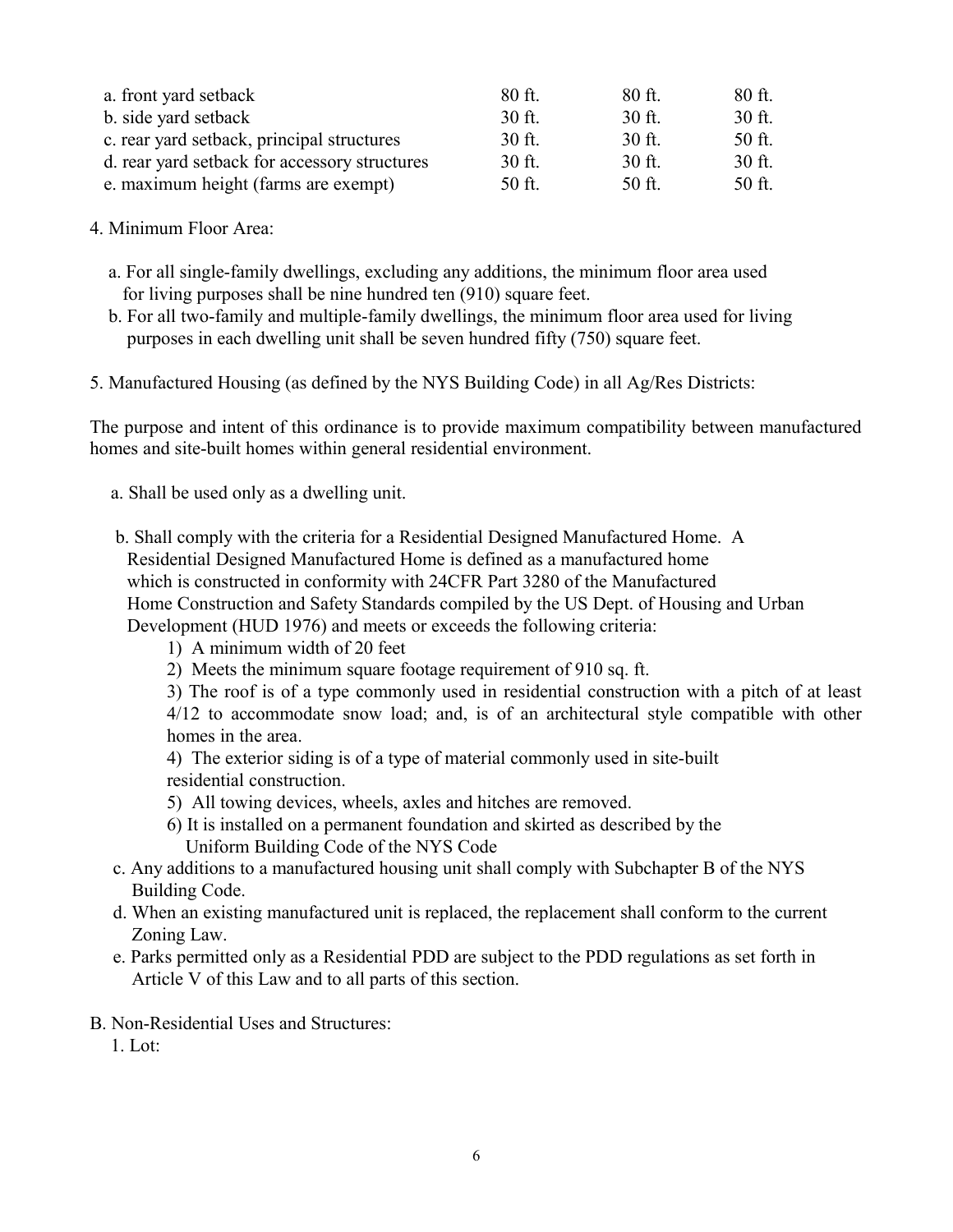| | | | |
|---|---|---|---|
| a. front yard setback | 80 ft. | 80 ft. | 80 ft. |
| b. side yard setback | 30 ft. | 30 ft. | 30 ft. |
| c. rear yard setback, principal structures | 30 ft. | 30 ft. | 50 ft. |
| d. rear yard setback for accessory structures | 30 ft. | 30 ft. | 30 ft. |
| e. maximum height (farms are exempt) | 50 ft. | 50 ft. | 50 ft. |

4. Minimum Floor Area:

   a. For all single-family dwellings, excluding any additions, the minimum floor area used for living purposes shall be nine hundred ten (910) square feet.
   
   b. For all two-family and multiple-family dwellings, the minimum floor area used for living purposes in each dwelling unit shall be seven hundred fifty (750) square feet.

5. Manufactured Housing (as defined by the NYS Building Code) in all Ag/Res Districts:

The purpose and intent of this ordinance is to provide maximum compatibility between manufactured homes and site-built homes within general residential environment.

   a. Shall be used only as a dwelling unit.

   b. Shall comply with the criteria for a Residential Designed Manufactured Home. A Residential Designed Manufactured Home is defined as a manufactured home which is constructed in conformity with 24CFR Part 3280 of the Manufactured Home Construction and Safety Standards compiled by the US Dept. of Housing and Urban Development (HUD 1976) and meets or exceeds the following criteria:
   
      1) A minimum width of 20 feet
      
      2) Meets the minimum square footage requirement of 910 sq. ft.
      
      3) The roof is of a type commonly used in residential construction with a pitch of at least 4/12 to accommodate snow load; and, is of an architectural style compatible with other homes in the area.
      
      4) The exterior siding is of a type of material commonly used in site-built residential construction.
      
      5) All towing devices, wheels, axles and hitches are removed.
      
      6) It is installed on a permanent foundation and skirted as described by the Uniform Building Code of the NYS Code
      
   c. Any additions to a manufactured housing unit shall comply with Subchapter B of the NYS Building Code.
   
   d. When an existing manufactured unit is replaced, the replacement shall conform to the current Zoning Law.
   
   e. Parks permitted only as a Residential PDD are subject to the PDD regulations as set forth in Article V of this Law and to all parts of this section.

B. Non-Residential Uses and Structures:

   1. Lot: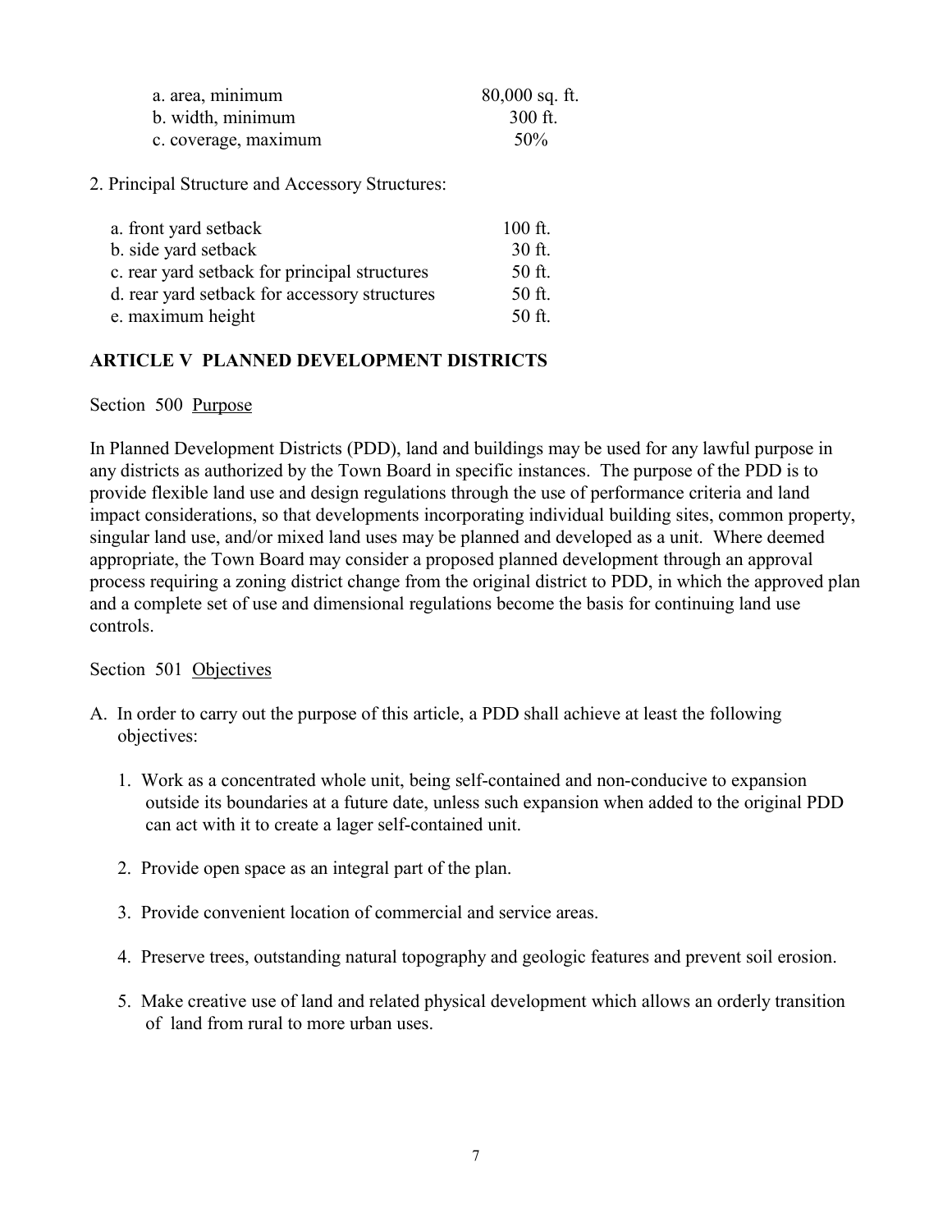| | |
|---|---|
| a. area, minimum | 80,000 sq. ft. |
| b. width, minimum | 300 ft. |
| c. coverage, maximum | 50% |

2. Principal Structure and Accessory Structures:

| | |
|---|---|
| a. front yard setback | 100 ft. |
| b. side yard setback | 30 ft. |
| c. rear yard setback for principal structures | 50 ft. |
| d. rear yard setback for accessory structures | 50 ft. |
| e. maximum height | 50 ft. |

## ARTICLE V PLANNED DEVELOPMENT DISTRICTS

Section 500 Purpose

In Planned Development Districts (PDD), land and buildings may be used for any lawful purpose in any districts as authorized by the Town Board in specific instances. The purpose of the PDD is to provide flexible land use and design regulations through the use of performance criteria and land impact considerations, so that developments incorporating individual building sites, common property, singular land use, and/or mixed land uses may be planned and developed as a unit. Where deemed appropriate, the Town Board may consider a proposed planned development through an approval process requiring a zoning district change from the original district to PDD, in which the approved plan and a complete set of use and dimensional regulations become the basis for continuing land use controls.

Section 501 Objectives

A. In order to carry out the purpose of this article, a PDD shall achieve at least the following objectives:

   1. Work as a concentrated whole unit, being self-contained and non-conducive to expansion outside its boundaries at a future date, unless such expansion when added to the original PDD can act with it to create a lager self-contained unit.

   2. Provide open space as an integral part of the plan.

   3. Provide convenient location of commercial and service areas.

   4. Preserve trees, outstanding natural topography and geologic features and prevent soil erosion.

   5. Make creative use of land and related physical development which allows an orderly transition of land from rural to more urban uses.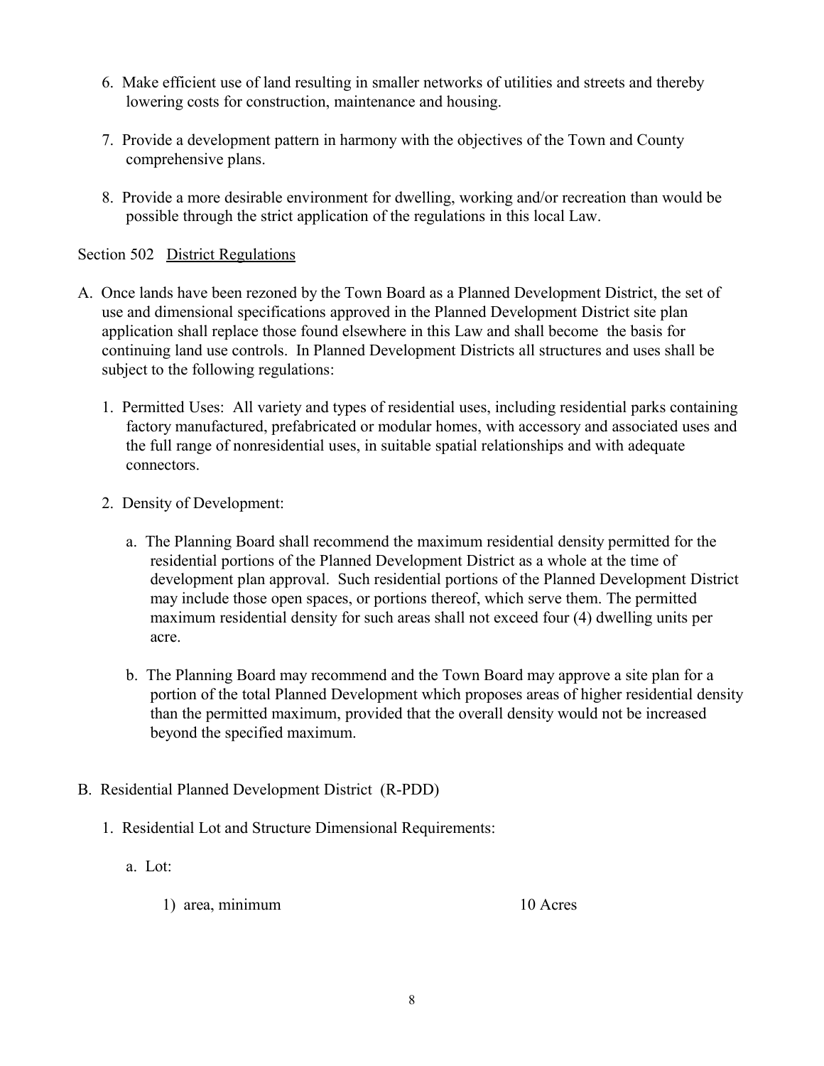6. Make efficient use of land resulting in smaller networks of utilities and streets and thereby lowering costs for construction, maintenance and housing.

7. Provide a development pattern in harmony with the objectives of the Town and County comprehensive plans.

8. Provide a more desirable environment for dwelling, working and/or recreation than would be possible through the strict application of the regulations in this local Law.

Section 502 <u>District Regulations</u>

A. Once lands have been rezoned by the Town Board as a Planned Development District, the set of use and dimensional specifications approved in the Planned Development District site plan application shall replace those found elsewhere in this Law and shall become the basis for continuing land use controls. In Planned Development Districts all structures and uses shall be subject to the following regulations:

   1. Permitted Uses: All variety and types of residential uses, including residential parks containing factory manufactured, prefabricated or modular homes, with accessory and associated uses and the full range of nonresidential uses, in suitable spatial relationships and with adequate connectors.

   2. Density of Development:

      a. The Planning Board shall recommend the maximum residential density permitted for the residential portions of the Planned Development District as a whole at the time of development plan approval. Such residential portions of the Planned Development District may include those open spaces, or portions thereof, which serve them. The permitted maximum residential density for such areas shall not exceed four (4) dwelling units per acre.

      b. The Planning Board may recommend and the Town Board may approve a site plan for a portion of the total Planned Development which proposes areas of higher residential density than the permitted maximum, provided that the overall density would not be increased beyond the specified maximum.

B. Residential Planned Development District (R-PDD)

   1. Residential Lot and Structure Dimensional Requirements:

      a. Lot:

         1) area, minimum 10 Acres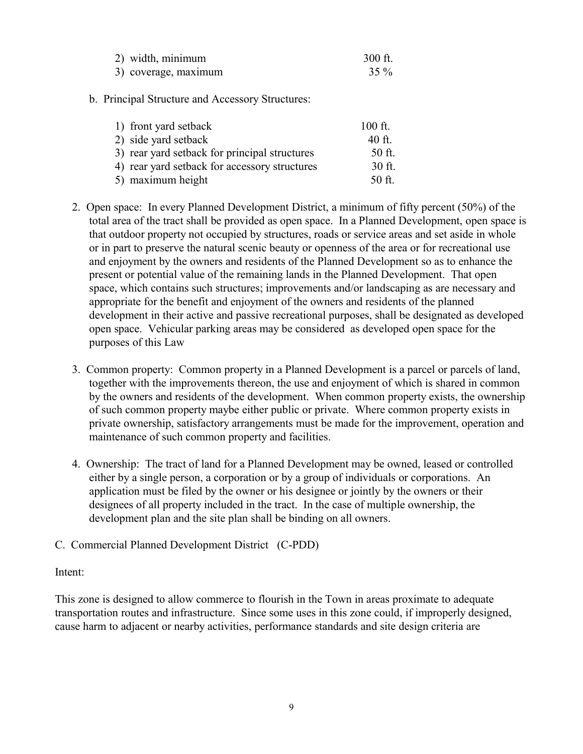2) width, minimum 300 ft.
3) coverage, maximum 35 %

b. Principal Structure and Accessory Structures:

1) front yard setback 100 ft.
2) side yard setback 40 ft.
3) rear yard setback for principal structures 50 ft.
4) rear yard setback for accessory structures 30 ft.
5) maximum height 50 ft.

2. Open space: In every Planned Development District, a minimum of fifty percent (50%) of the total area of the tract shall be provided as open space. In a Planned Development, open space is that outdoor property not occupied by structures, roads or service areas and set aside in whole or in part to preserve the natural scenic beauty or openness of the area or for recreational use and enjoyment by the owners and residents of the Planned Development so as to enhance the present or potential value of the remaining lands in the Planned Development. That open space, which contains such structures; improvements and/or landscaping as are necessary and appropriate for the benefit and enjoyment of the owners and residents of the planned development in their active and passive recreational purposes, shall be designated as developed open space. Vehicular parking areas may be considered as developed open space for the purposes of this Law

3. Common property: Common property in a Planned Development is a parcel or parcels of land, together with the improvements thereon, the use and enjoyment of which is shared in common by the owners and residents of the development. When common property exists, the ownership of such common property maybe either public or private. Where common property exists in private ownership, satisfactory arrangements must be made for the improvement, operation and maintenance of such common property and facilities.

4. Ownership: The tract of land for a Planned Development may be owned, leased or controlled either by a single person, a corporation or by a group of individuals or corporations. An application must be filed by the owner or his designee or jointly by the owners or their designees of all property included in the tract. In the case of multiple ownership, the development plan and the site plan shall be binding on all owners.

C. Commercial Planned Development District (C-PDD)

Intent:

This zone is designed to allow commerce to flourish in the Town in areas proximate to adequate transportation routes and infrastructure. Since some uses in this zone could, if improperly designed, cause harm to adjacent or nearby activities, performance standards and site design criteria are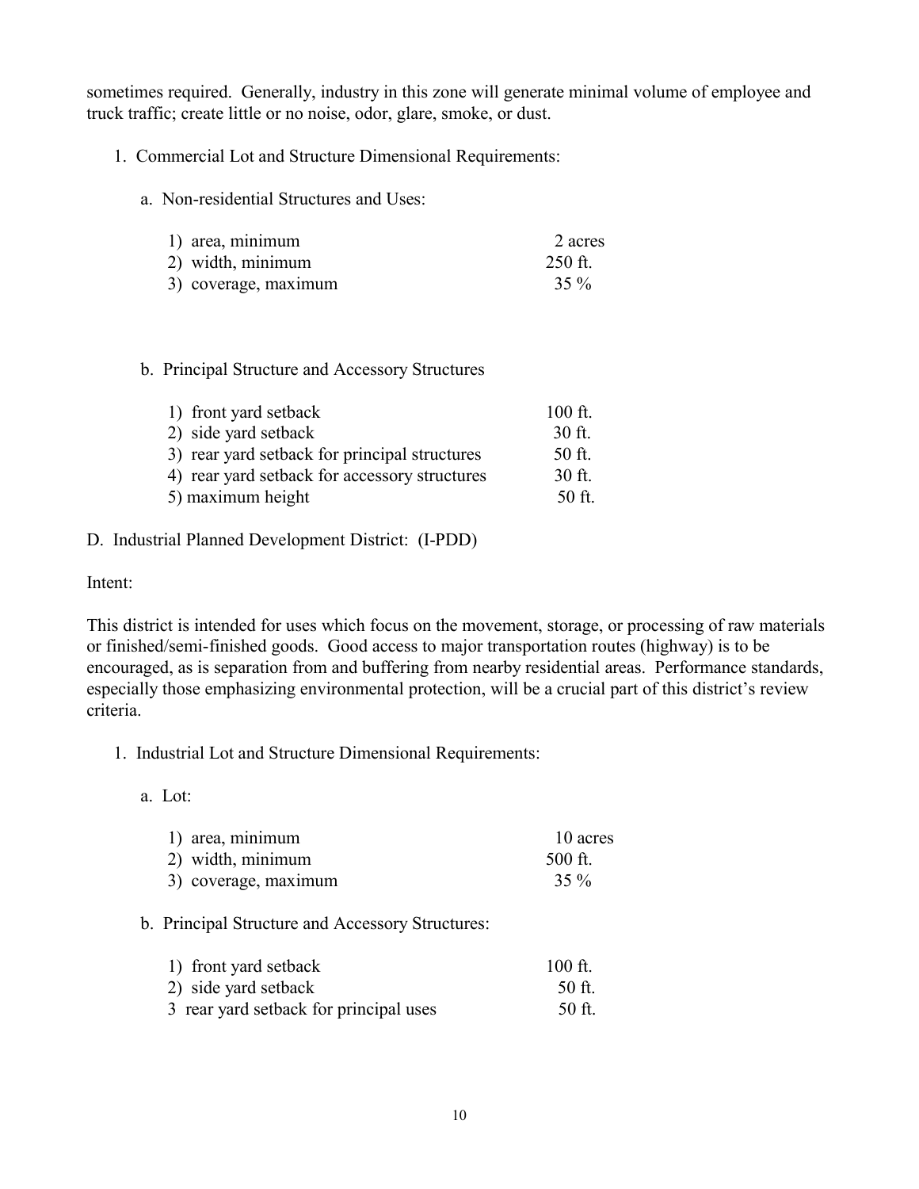sometimes required. Generally, industry in this zone will generate minimal volume of employee and truck traffic; create little or no noise, odor, glare, smoke, or dust.

1. Commercial Lot and Structure Dimensional Requirements:

   a. Non-residential Structures and Uses:

| | |
|---|---|
| 1) area, minimum | 2 acres |
| 2) width, minimum | 250 ft. |
| 3) coverage, maximum | 35 % |

   b. Principal Structure and Accessory Structures

| | |
|---|---|
| 1) front yard setback | 100 ft. |
| 2) side yard setback | 30 ft. |
| 3) rear yard setback for principal structures | 50 ft. |
| 4) rear yard setback for accessory structures | 30 ft. |
| 5) maximum height | 50 ft. |

D. Industrial Planned Development District: (I-PDD)

Intent:

This district is intended for uses which focus on the movement, storage, or processing of raw materials or finished/semi-finished goods. Good access to major transportation routes (highway) is to be encouraged, as is separation from and buffering from nearby residential areas. Performance standards, especially those emphasizing environmental protection, will be a crucial part of this district's review criteria.

1. Industrial Lot and Structure Dimensional Requirements:

   a. Lot:

| | |
|---|---|
| 1) area, minimum | 10 acres |
| 2) width, minimum | 500 ft. |
| 3) coverage, maximum | 35 % |

   b. Principal Structure and Accessory Structures:

| | |
|---|---|
| 1) front yard setback | 100 ft. |
| 2) side yard setback | 50 ft. |
| 3 rear yard setback for principal uses | 50 ft. |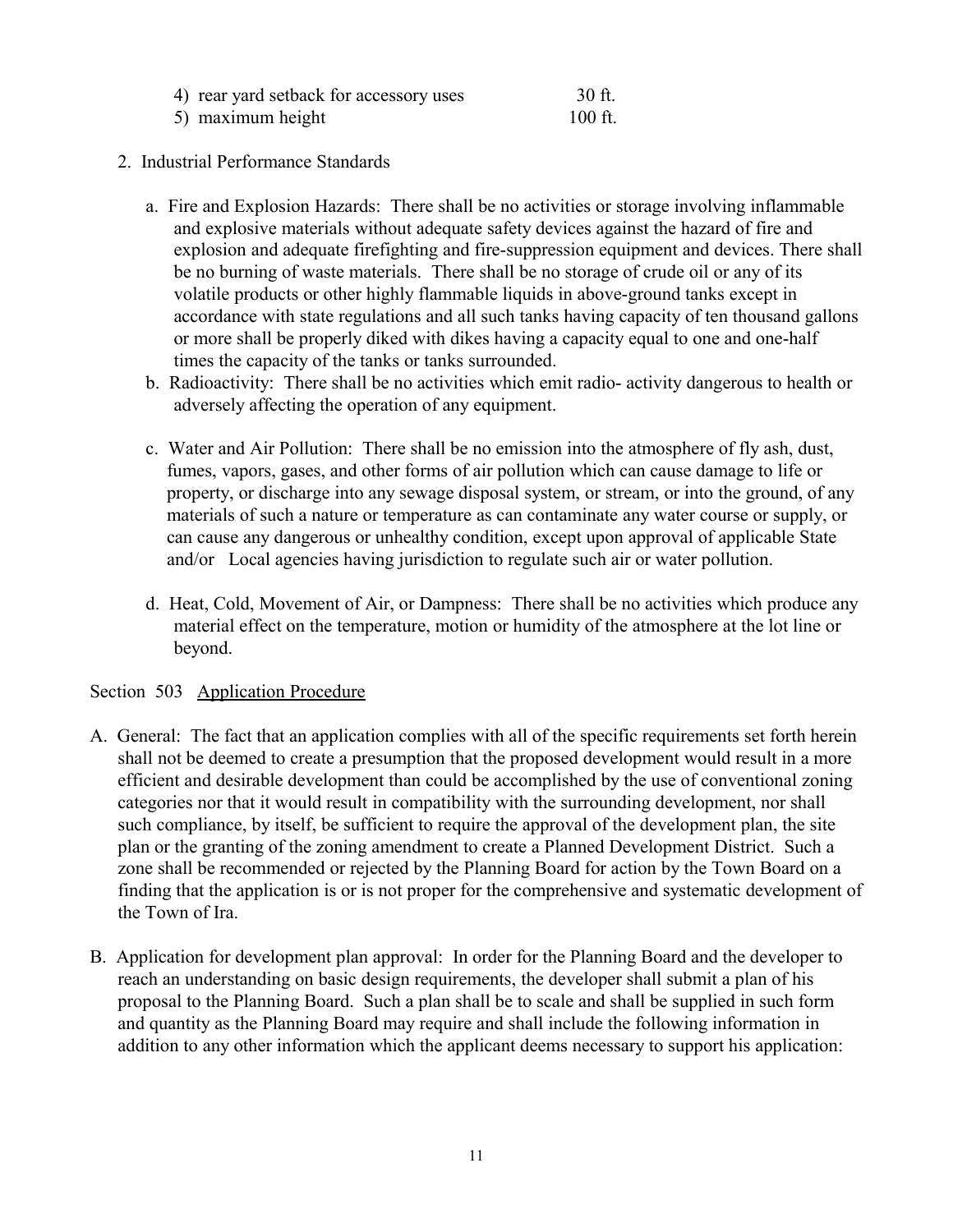4) rear yard setback for accessory uses 30 ft.
5) maximum height 100 ft.

2. Industrial Performance Standards

a. Fire and Explosion Hazards: There shall be no activities or storage involving inflammable and explosive materials without adequate safety devices against the hazard of fire and explosion and adequate firefighting and fire-suppression equipment and devices. There shall be no burning of waste materials. There shall be no storage of crude oil or any of its volatile products or other highly flammable liquids in above-ground tanks except in accordance with state regulations and all such tanks having capacity of ten thousand gallons or more shall be properly diked with dikes having a capacity equal to one and one-half times the capacity of the tanks or tanks surrounded.

b. Radioactivity: There shall be no activities which emit radio- activity dangerous to health or adversely affecting the operation of any equipment.

c. Water and Air Pollution: There shall be no emission into the atmosphere of fly ash, dust, fumes, vapors, gases, and other forms of air pollution which can cause damage to life or property, or discharge into any sewage disposal system, or stream, or into the ground, of any materials of such a nature or temperature as can contaminate any water course or supply, or can cause any dangerous or unhealthy condition, except upon approval of applicable State and/or Local agencies having jurisdiction to regulate such air or water pollution.

d. Heat, Cold, Movement of Air, or Dampness: There shall be no activities which produce any material effect on the temperature, motion or humidity of the atmosphere at the lot line or beyond.

Section 503 Application Procedure

A. General: The fact that an application complies with all of the specific requirements set forth herein shall not be deemed to create a presumption that the proposed development would result in a more efficient and desirable development than could be accomplished by the use of conventional zoning categories nor that it would result in compatibility with the surrounding development, nor shall such compliance, by itself, be sufficient to require the approval of the development plan, the site plan or the granting of the zoning amendment to create a Planned Development District. Such a zone shall be recommended or rejected by the Planning Board for action by the Town Board on a finding that the application is or is not proper for the comprehensive and systematic development of the Town of Ira.

B. Application for development plan approval: In order for the Planning Board and the developer to reach an understanding on basic design requirements, the developer shall submit a plan of his proposal to the Planning Board. Such a plan shall be to scale and shall be supplied in such form and quantity as the Planning Board may require and shall include the following information in addition to any other information which the applicant deems necessary to support his application: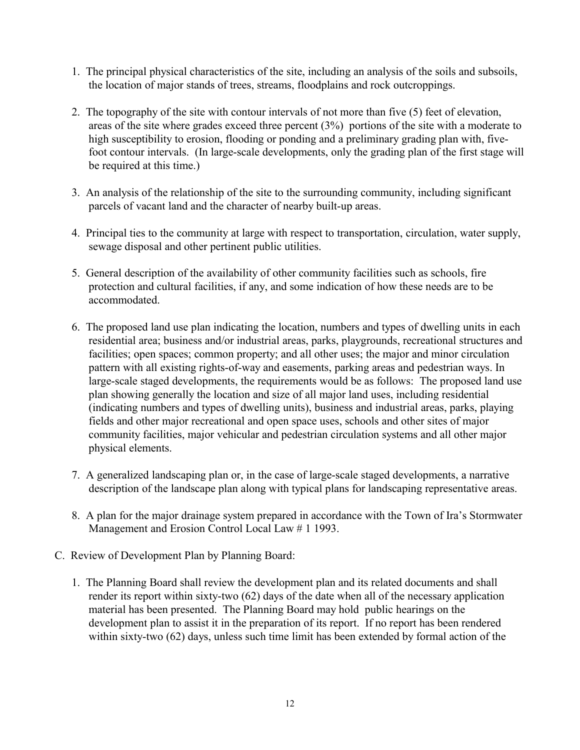1. The principal physical characteristics of the site, including an analysis of the soils and subsoils, the location of major stands of trees, streams, floodplains and rock outcroppings.

2. The topography of the site with contour intervals of not more than five (5) feet of elevation, areas of the site where grades exceed three percent (3%) portions of the site with a moderate to high susceptibility to erosion, flooding or ponding and a preliminary grading plan with, five-foot contour intervals. (In large-scale developments, only the grading plan of the first stage will be required at this time.)

3. An analysis of the relationship of the site to the surrounding community, including significant parcels of vacant land and the character of nearby built-up areas.

4. Principal ties to the community at large with respect to transportation, circulation, water supply, sewage disposal and other pertinent public utilities.

5. General description of the availability of other community facilities such as schools, fire protection and cultural facilities, if any, and some indication of how these needs are to be accommodated.

6. The proposed land use plan indicating the location, numbers and types of dwelling units in each residential area; business and/or industrial areas, parks, playgrounds, recreational structures and facilities; open spaces; common property; and all other uses; the major and minor circulation pattern with all existing rights-of-way and easements, parking areas and pedestrian ways. In large-scale staged developments, the requirements would be as follows: The proposed land use plan showing generally the location and size of all major land uses, including residential (indicating numbers and types of dwelling units), business and industrial areas, parks, playing fields and other major recreational and open space uses, schools and other sites of major community facilities, major vehicular and pedestrian circulation systems and all other major physical elements.

7. A generalized landscaping plan or, in the case of large-scale staged developments, a narrative description of the landscape plan along with typical plans for landscaping representative areas.

8. A plan for the major drainage system prepared in accordance with the Town of Ira's Stormwater Management and Erosion Control Local Law # 1 1993.

C. Review of Development Plan by Planning Board:

1. The Planning Board shall review the development plan and its related documents and shall render its report within sixty-two (62) days of the date when all of the necessary application material has been presented. The Planning Board may hold public hearings on the development plan to assist it in the preparation of its report. If no report has been rendered within sixty-two (62) days, unless such time limit has been extended by formal action of the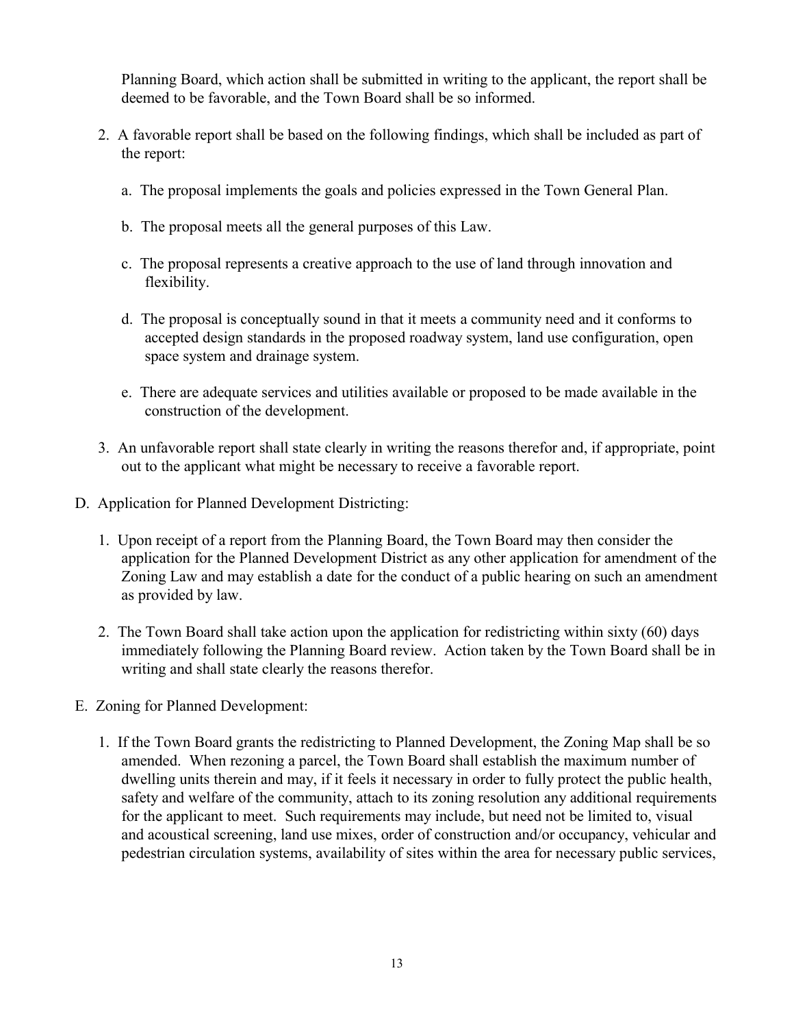Planning Board, which action shall be submitted in writing to the applicant, the report shall be deemed to be favorable, and the Town Board shall be so informed.

2. A favorable report shall be based on the following findings, which shall be included as part of the report:

   a. The proposal implements the goals and policies expressed in the Town General Plan.

   b. The proposal meets all the general purposes of this Law.

   c. The proposal represents a creative approach to the use of land through innovation and flexibility.

   d. The proposal is conceptually sound in that it meets a community need and it conforms to accepted design standards in the proposed roadway system, land use configuration, open space system and drainage system.

   e. There are adequate services and utilities available or proposed to be made available in the construction of the development.

3. An unfavorable report shall state clearly in writing the reasons therefor and, if appropriate, point out to the applicant what might be necessary to receive a favorable report.

D. Application for Planned Development Districting:

1. Upon receipt of a report from the Planning Board, the Town Board may then consider the application for the Planned Development District as any other application for amendment of the Zoning Law and may establish a date for the conduct of a public hearing on such an amendment as provided by law.

2. The Town Board shall take action upon the application for redistricting within sixty (60) days immediately following the Planning Board review. Action taken by the Town Board shall be in writing and shall state clearly the reasons therefor.

E. Zoning for Planned Development:

1. If the Town Board grants the redistricting to Planned Development, the Zoning Map shall be so amended. When rezoning a parcel, the Town Board shall establish the maximum number of dwelling units therein and may, if it feels it necessary in order to fully protect the public health, safety and welfare of the community, attach to its zoning resolution any additional requirements for the applicant to meet. Such requirements may include, but need not be limited to, visual and acoustical screening, land use mixes, order of construction and/or occupancy, vehicular and pedestrian circulation systems, availability of sites within the area for necessary public services,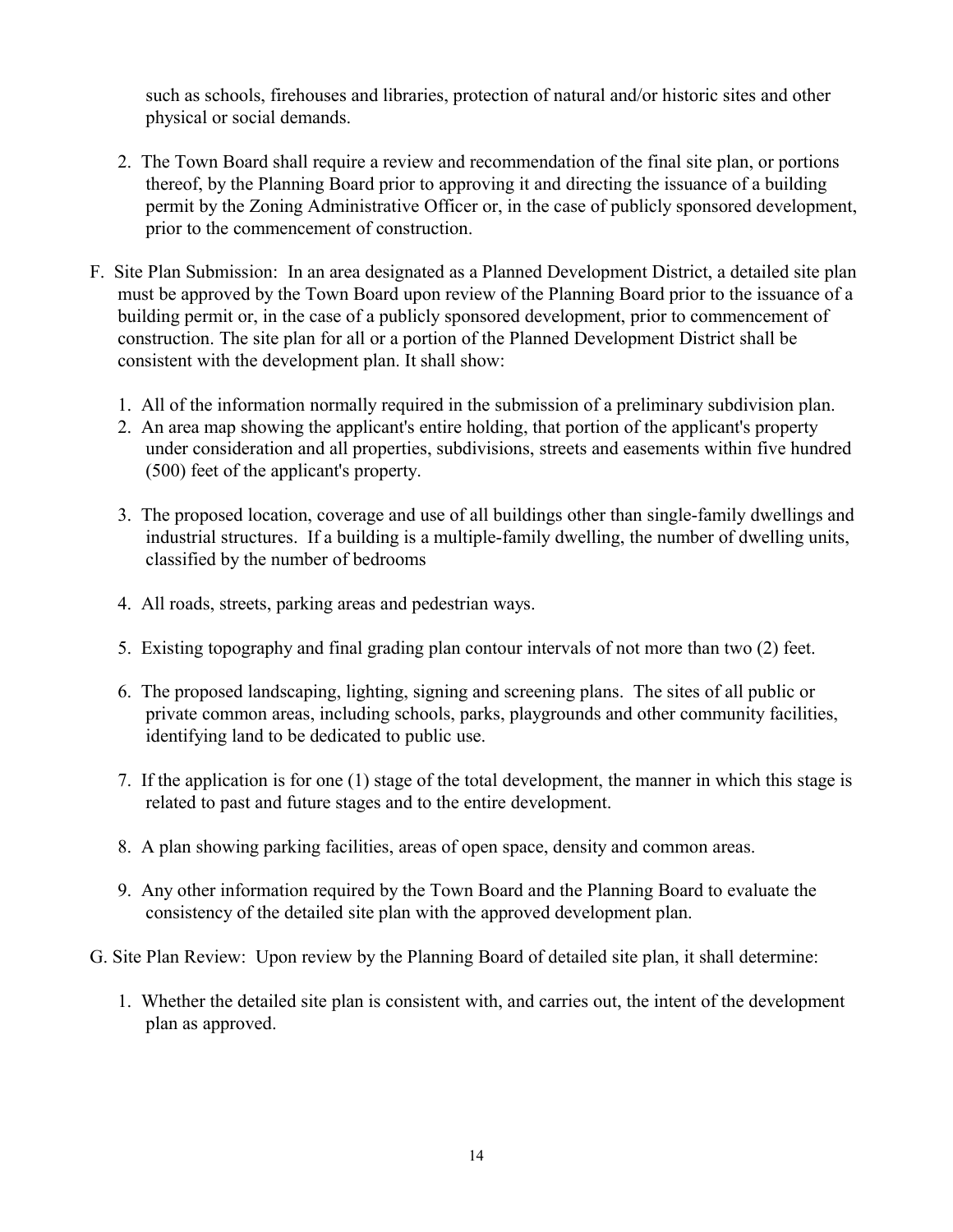such as schools, firehouses and libraries, protection of natural and/or historic sites and other physical or social demands.

2. The Town Board shall require a review and recommendation of the final site plan, or portions thereof, by the Planning Board prior to approving it and directing the issuance of a building permit by the Zoning Administrative Officer or, in the case of publicly sponsored development, prior to the commencement of construction.

F. Site Plan Submission: In an area designated as a Planned Development District, a detailed site plan must be approved by the Town Board upon review of the Planning Board prior to the issuance of a building permit or, in the case of a publicly sponsored development, prior to commencement of construction. The site plan for all or a portion of the Planned Development District shall be consistent with the development plan. It shall show:

1. All of the information normally required in the submission of a preliminary subdivision plan.
2. An area map showing the applicant's entire holding, that portion of the applicant's property under consideration and all properties, subdivisions, streets and easements within five hundred (500) feet of the applicant's property.
3. The proposed location, coverage and use of all buildings other than single-family dwellings and industrial structures. If a building is a multiple-family dwelling, the number of dwelling units, classified by the number of bedrooms
4. All roads, streets, parking areas and pedestrian ways.
5. Existing topography and final grading plan contour intervals of not more than two (2) feet.
6. The proposed landscaping, lighting, signing and screening plans. The sites of all public or private common areas, including schools, parks, playgrounds and other community facilities, identifying land to be dedicated to public use.
7. If the application is for one (1) stage of the total development, the manner in which this stage is related to past and future stages and to the entire development.
8. A plan showing parking facilities, areas of open space, density and common areas.
9. Any other information required by the Town Board and the Planning Board to evaluate the consistency of the detailed site plan with the approved development plan.

G. Site Plan Review: Upon review by the Planning Board of detailed site plan, it shall determine:

1. Whether the detailed site plan is consistent with, and carries out, the intent of the development plan as approved.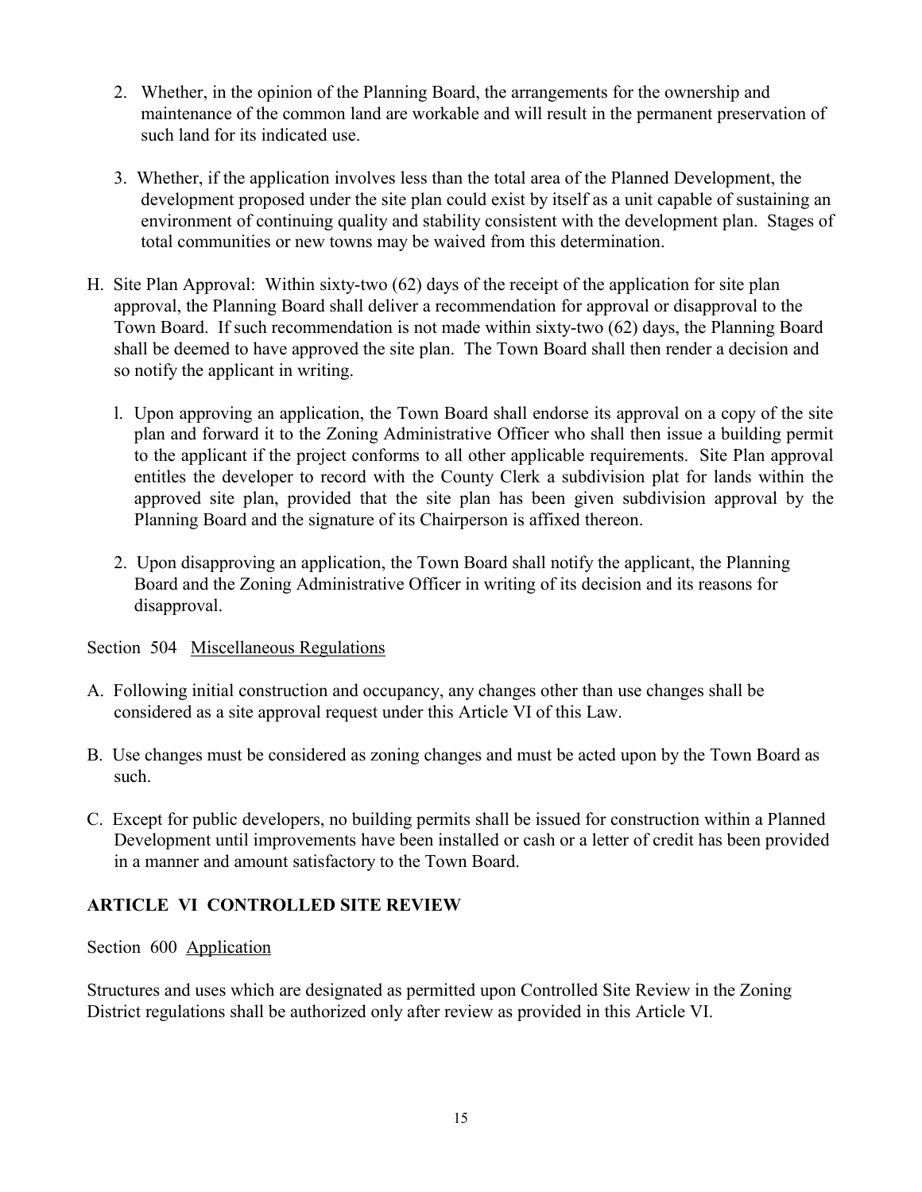2. Whether, in the opinion of the Planning Board, the arrangements for the ownership and maintenance of the common land are workable and will result in the permanent preservation of such land for its indicated use.

3. Whether, if the application involves less than the total area of the Planned Development, the development proposed under the site plan could exist by itself as a unit capable of sustaining an environment of continuing quality and stability consistent with the development plan. Stages of total communities or new towns may be waived from this determination.

H. Site Plan Approval: Within sixty-two (62) days of the receipt of the application for site plan approval, the Planning Board shall deliver a recommendation for approval or disapproval to the Town Board. If such recommendation is not made within sixty-two (62) days, the Planning Board shall be deemed to have approved the site plan. The Town Board shall then render a decision and so notify the applicant in writing.

   l. Upon approving an application, the Town Board shall endorse its approval on a copy of the site plan and forward it to the Zoning Administrative Officer who shall then issue a building permit to the applicant if the project conforms to all other applicable requirements. Site Plan approval entitles the developer to record with the County Clerk a subdivision plat for lands within the approved site plan, provided that the site plan has been given subdivision approval by the Planning Board and the signature of its Chairperson is affixed thereon.

   2. Upon disapproving an application, the Town Board shall notify the applicant, the Planning Board and the Zoning Administrative Officer in writing of its decision and its reasons for disapproval.

Section 504 <u>Miscellaneous Regulations</u>

A. Following initial construction and occupancy, any changes other than use changes shall be considered as a site approval request under this Article VI of this Law.

B. Use changes must be considered as zoning changes and must be acted upon by the Town Board as such.

C. Except for public developers, no building permits shall be issued for construction within a Planned Development until improvements have been installed or cash or a letter of credit has been provided in a manner and amount satisfactory to the Town Board.

## ARTICLE VI CONTROLLED SITE REVIEW

Section 600 <u>Application</u>

Structures and uses which are designated as permitted upon Controlled Site Review in the Zoning District regulations shall be authorized only after review as provided in this Article VI.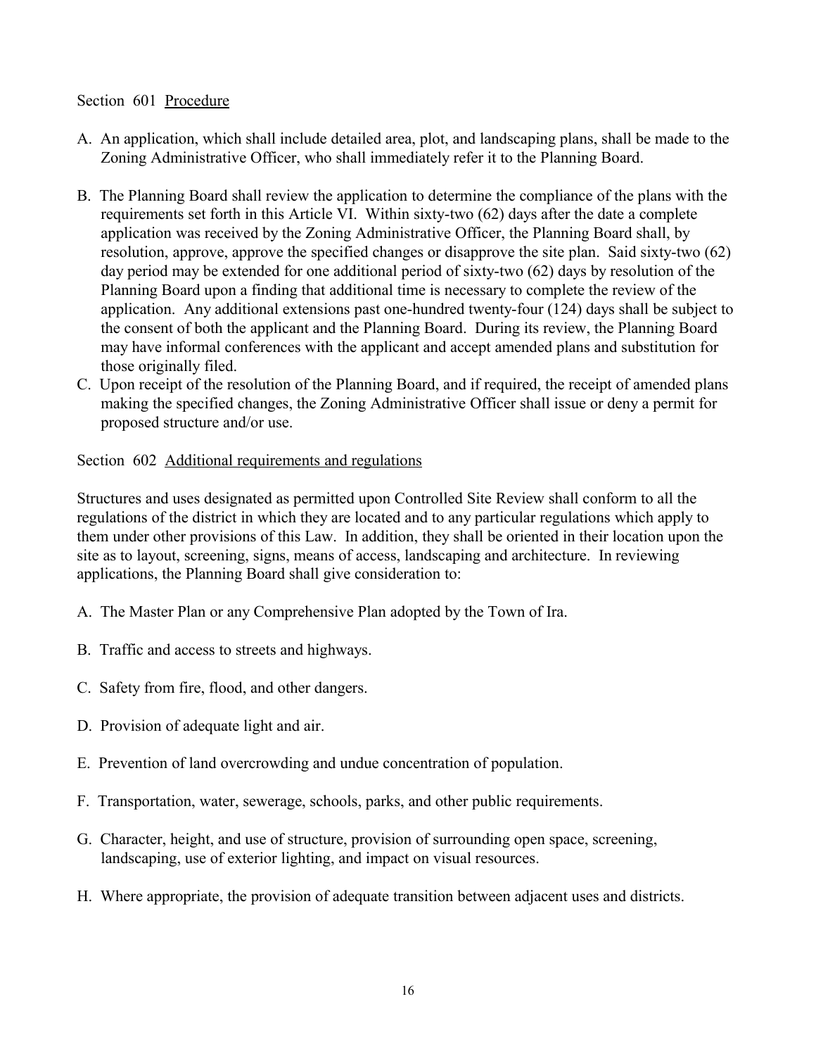## Section 601 Procedure

A. An application, which shall include detailed area, plot, and landscaping plans, shall be made to the Zoning Administrative Officer, who shall immediately refer it to the Planning Board.

B. The Planning Board shall review the application to determine the compliance of the plans with the requirements set forth in this Article VI. Within sixty-two (62) days after the date a complete application was received by the Zoning Administrative Officer, the Planning Board shall, by resolution, approve, approve the specified changes or disapprove the site plan. Said sixty-two (62) day period may be extended for one additional period of sixty-two (62) days by resolution of the Planning Board upon a finding that additional time is necessary to complete the review of the application. Any additional extensions past one-hundred twenty-four (124) days shall be subject to the consent of both the applicant and the Planning Board. During its review, the Planning Board may have informal conferences with the applicant and accept amended plans and substitution for those originally filed.

C. Upon receipt of the resolution of the Planning Board, and if required, the receipt of amended plans making the specified changes, the Zoning Administrative Officer shall issue or deny a permit for proposed structure and/or use.

## Section 602 Additional requirements and regulations

Structures and uses designated as permitted upon Controlled Site Review shall conform to all the regulations of the district in which they are located and to any particular regulations which apply to them under other provisions of this Law. In addition, they shall be oriented in their location upon the site as to layout, screening, signs, means of access, landscaping and architecture. In reviewing applications, the Planning Board shall give consideration to:

A. The Master Plan or any Comprehensive Plan adopted by the Town of Ira.

B. Traffic and access to streets and highways.

C. Safety from fire, flood, and other dangers.

D. Provision of adequate light and air.

E. Prevention of land overcrowding and undue concentration of population.

F. Transportation, water, sewerage, schools, parks, and other public requirements.

G. Character, height, and use of structure, provision of surrounding open space, screening, landscaping, use of exterior lighting, and impact on visual resources.

H. Where appropriate, the provision of adequate transition between adjacent uses and districts.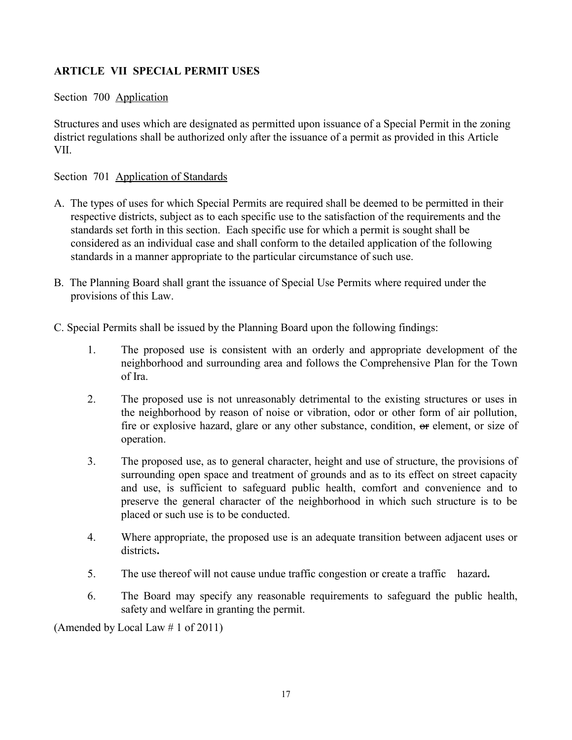## ARTICLE VII SPECIAL PERMIT USES

Section 700 <u>Application</u>

Structures and uses which are designated as permitted upon issuance of a Special Permit in the zoning district regulations shall be authorized only after the issuance of a permit as provided in this Article VII.

Section 701 <u>Application of Standards</u>

A. The types of uses for which Special Permits are required shall be deemed to be permitted in their respective districts, subject as to each specific use to the satisfaction of the requirements and the standards set forth in this section. Each specific use for which a permit is sought shall be considered as an individual case and shall conform to the detailed application of the following standards in a manner appropriate to the particular circumstance of such use.

B. The Planning Board shall grant the issuance of Special Use Permits where required under the provisions of this Law.

C. Special Permits shall be issued by the Planning Board upon the following findings:

1. The proposed use is consistent with an orderly and appropriate development of the neighborhood and surrounding area and follows the Comprehensive Plan for the Town of Ira.

2. The proposed use is not unreasonably detrimental to the existing structures or uses in the neighborhood by reason of noise or vibration, odor or other form of air pollution, fire or explosive hazard, glare or any other substance, condition, ~~or~~ element, or size of operation.

3. The proposed use, as to general character, height and use of structure, the provisions of surrounding open space and treatment of grounds and as to its effect on street capacity and use, is sufficient to safeguard public health, comfort and convenience and to preserve the general character of the neighborhood in which such structure is to be placed or such use is to be conducted.

4. Where appropriate, the proposed use is an adequate transition between adjacent uses or districts**.**

5. The use thereof will not cause undue traffic congestion or create a traffic hazard**.**

6. The Board may specify any reasonable requirements to safeguard the public health, safety and welfare in granting the permit.

(Amended by Local Law # 1 of 2011)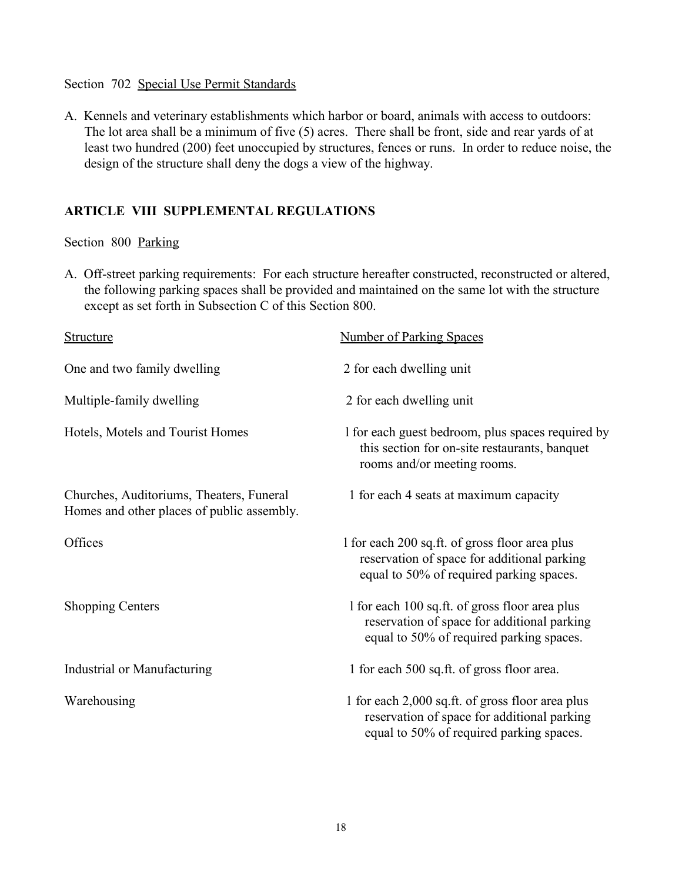Section 702 Special Use Permit Standards

A. Kennels and veterinary establishments which harbor or board, animals with access to outdoors: The lot area shall be a minimum of five (5) acres. There shall be front, side and rear yards of at least two hundred (200) feet unoccupied by structures, fences or runs. In order to reduce noise, the design of the structure shall deny the dogs a view of the highway.

## ARTICLE VIII SUPPLEMENTAL REGULATIONS

Section 800 Parking

A. Off-street parking requirements: For each structure hereafter constructed, reconstructed or altered, the following parking spaces shall be provided and maintained on the same lot with the structure except as set forth in Subsection C of this Section 800.

| Structure | Number of Parking Spaces |
|---|---|
| One and two family dwelling | 2 for each dwelling unit |
| Multiple-family dwelling | 2 for each dwelling unit |
| Hotels, Motels and Tourist Homes | l for each guest bedroom, plus spaces required by this section for on-site restaurants, banquet rooms and/or meeting rooms. |
| Churches, Auditoriums, Theaters, Funeral Homes and other places of public assembly. | 1 for each 4 seats at maximum capacity |
| Offices | l for each 200 sq.ft. of gross floor area plus reservation of space for additional parking equal to 50% of required parking spaces. |
| Shopping Centers | l for each 100 sq.ft. of gross floor area plus reservation of space for additional parking equal to 50% of required parking spaces. |
| Industrial or Manufacturing | 1 for each 500 sq.ft. of gross floor area. |
| Warehousing | 1 for each 2,000 sq.ft. of gross floor area plus reservation of space for additional parking equal to 50% of required parking spaces. |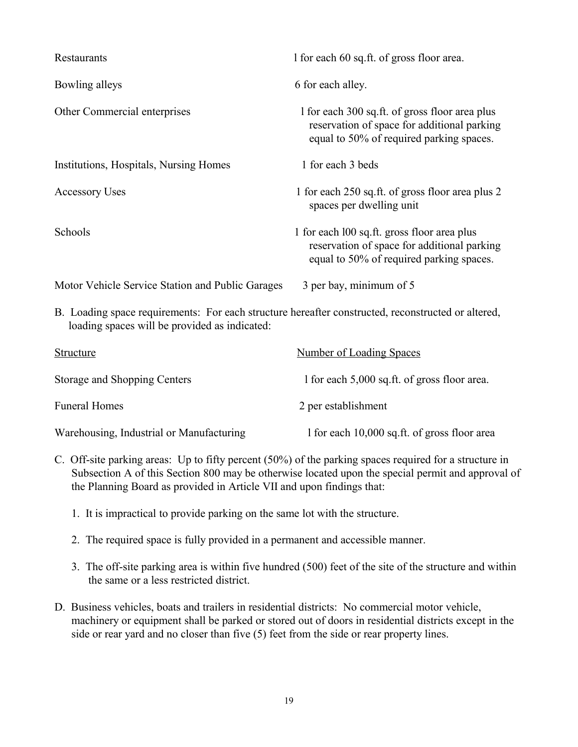| | |
|---|---|
| Restaurants | 1 for each 60 sq.ft. of gross floor area. |
| Bowling alleys | 6 for each alley. |
| Other Commercial enterprises | 1 for each 300 sq.ft. of gross floor area plus reservation of space for additional parking equal to 50% of required parking spaces. |
| Institutions, Hospitals, Nursing Homes | 1 for each 3 beds |
| Accessory Uses | 1 for each 250 sq.ft. of gross floor area plus 2 spaces per dwelling unit |
| Schools | 1 for each 100 sq.ft. gross floor area plus reservation of space for additional parking equal to 50% of required parking spaces. |
| Motor Vehicle Service Station and Public Garages | 3 per bay, minimum of 5 |

B. Loading space requirements: For each structure hereafter constructed, reconstructed or altered, loading spaces will be provided as indicated:

| Structure | Number of Loading Spaces |
|---|---|
| Storage and Shopping Centers | 1 for each 5,000 sq.ft. of gross floor area. |
| Funeral Homes | 2 per establishment |
| Warehousing, Industrial or Manufacturing | 1 for each 10,000 sq.ft. of gross floor area |

C. Off-site parking areas: Up to fifty percent (50%) of the parking spaces required for a structure in Subsection A of this Section 800 may be otherwise located upon the special permit and approval of the Planning Board as provided in Article VII and upon findings that:

1. It is impractical to provide parking on the same lot with the structure.
2. The required space is fully provided in a permanent and accessible manner.
3. The off-site parking area is within five hundred (500) feet of the site of the structure and within the same or a less restricted district.

D. Business vehicles, boats and trailers in residential districts: No commercial motor vehicle, machinery or equipment shall be parked or stored out of doors in residential districts except in the side or rear yard and no closer than five (5) feet from the side or rear property lines.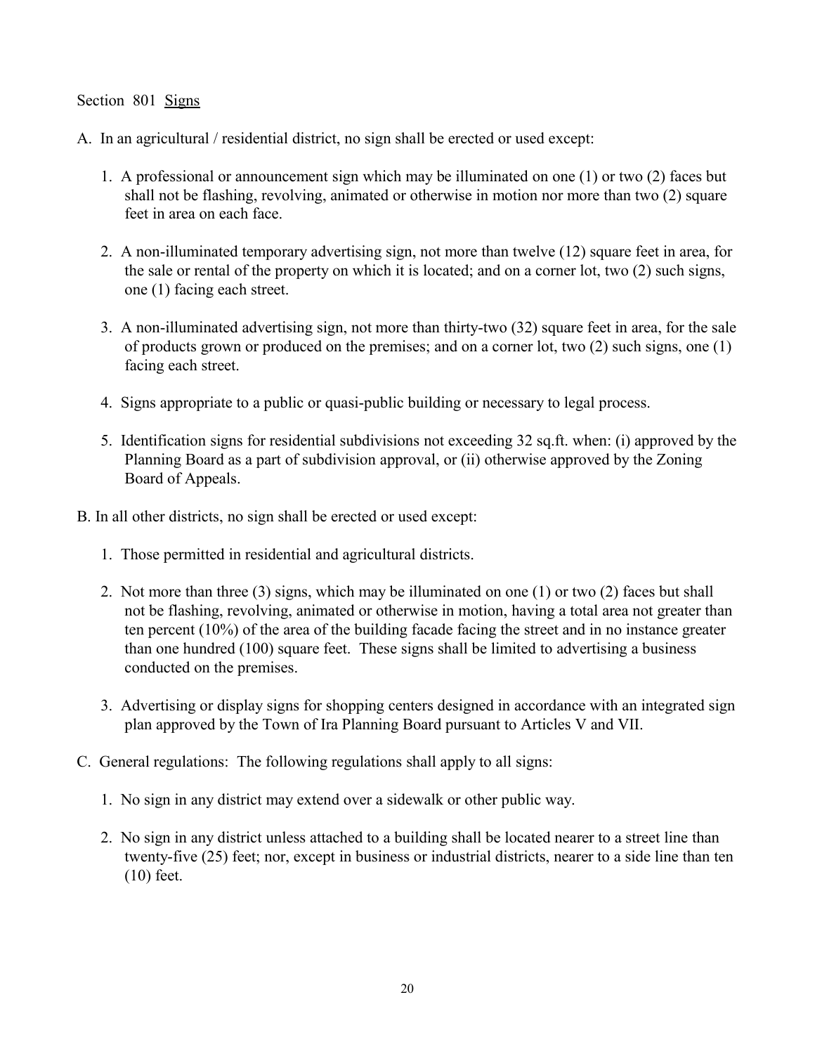Section 801 Signs

A. In an agricultural / residential district, no sign shall be erected or used except:

1. A professional or announcement sign which may be illuminated on one (1) or two (2) faces but shall not be flashing, revolving, animated or otherwise in motion nor more than two (2) square feet in area on each face.

2. A non-illuminated temporary advertising sign, not more than twelve (12) square feet in area, for the sale or rental of the property on which it is located; and on a corner lot, two (2) such signs, one (1) facing each street.

3. A non-illuminated advertising sign, not more than thirty-two (32) square feet in area, for the sale of products grown or produced on the premises; and on a corner lot, two (2) such signs, one (1) facing each street.

4. Signs appropriate to a public or quasi-public building or necessary to legal process.

5. Identification signs for residential subdivisions not exceeding 32 sq.ft. when: (i) approved by the Planning Board as a part of subdivision approval, or (ii) otherwise approved by the Zoning Board of Appeals.

B. In all other districts, no sign shall be erected or used except:

1. Those permitted in residential and agricultural districts.

2. Not more than three (3) signs, which may be illuminated on one (1) or two (2) faces but shall not be flashing, revolving, animated or otherwise in motion, having a total area not greater than ten percent (10%) of the area of the building facade facing the street and in no instance greater than one hundred (100) square feet. These signs shall be limited to advertising a business conducted on the premises.

3. Advertising or display signs for shopping centers designed in accordance with an integrated sign plan approved by the Town of Ira Planning Board pursuant to Articles V and VII.

C. General regulations: The following regulations shall apply to all signs:

1. No sign in any district may extend over a sidewalk or other public way.

2. No sign in any district unless attached to a building shall be located nearer to a street line than twenty-five (25) feet; nor, except in business or industrial districts, nearer to a side line than ten (10) feet.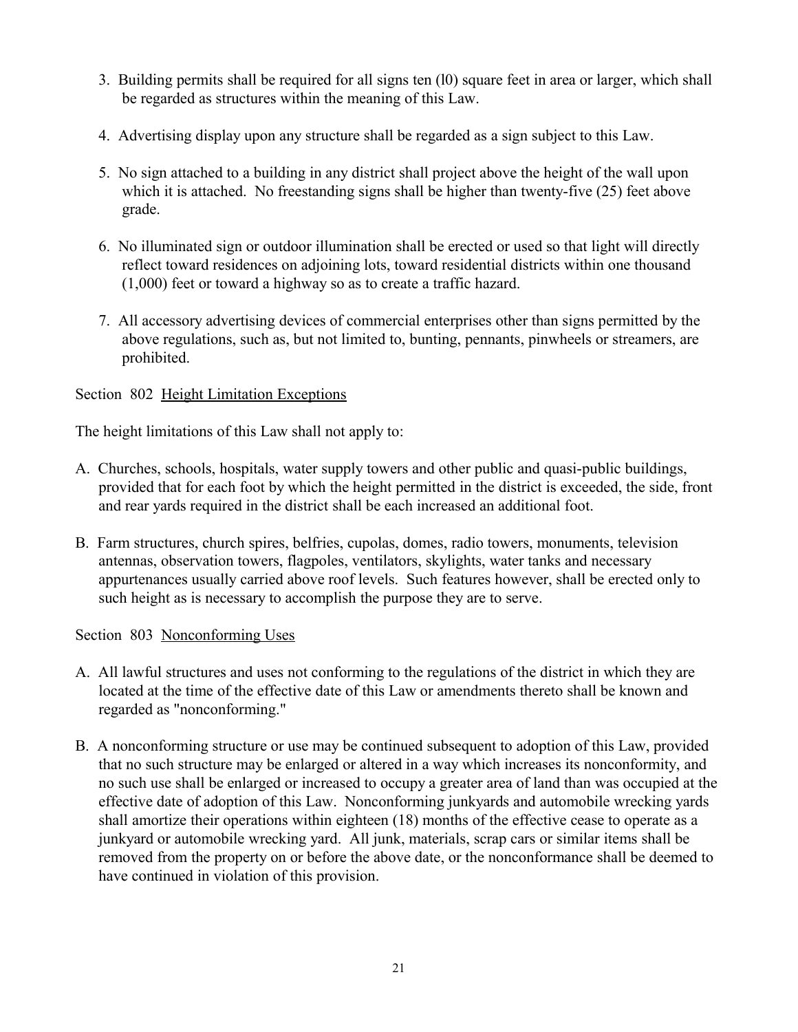3. Building permits shall be required for all signs ten (l0) square feet in area or larger, which shall be regarded as structures within the meaning of this Law.

4. Advertising display upon any structure shall be regarded as a sign subject to this Law.

5. No sign attached to a building in any district shall project above the height of the wall upon which it is attached. No freestanding signs shall be higher than twenty-five (25) feet above grade.

6. No illuminated sign or outdoor illumination shall be erected or used so that light will directly reflect toward residences on adjoining lots, toward residential districts within one thousand (1,000) feet or toward a highway so as to create a traffic hazard.

7. All accessory advertising devices of commercial enterprises other than signs permitted by the above regulations, such as, but not limited to, bunting, pennants, pinwheels or streamers, are prohibited.

Section 802 Height Limitation Exceptions

The height limitations of this Law shall not apply to:

A. Churches, schools, hospitals, water supply towers and other public and quasi-public buildings, provided that for each foot by which the height permitted in the district is exceeded, the side, front and rear yards required in the district shall be each increased an additional foot.

B. Farm structures, church spires, belfries, cupolas, domes, radio towers, monuments, television antennas, observation towers, flagpoles, ventilators, skylights, water tanks and necessary appurtenances usually carried above roof levels. Such features however, shall be erected only to such height as is necessary to accomplish the purpose they are to serve.

Section 803 Nonconforming Uses

A. All lawful structures and uses not conforming to the regulations of the district in which they are located at the time of the effective date of this Law or amendments thereto shall be known and regarded as "nonconforming."

B. A nonconforming structure or use may be continued subsequent to adoption of this Law, provided that no such structure may be enlarged or altered in a way which increases its nonconformity, and no such use shall be enlarged or increased to occupy a greater area of land than was occupied at the effective date of adoption of this Law. Nonconforming junkyards and automobile wrecking yards shall amortize their operations within eighteen (18) months of the effective cease to operate as a junkyard or automobile wrecking yard. All junk, materials, scrap cars or similar items shall be removed from the property on or before the above date, or the nonconformance shall be deemed to have continued in violation of this provision.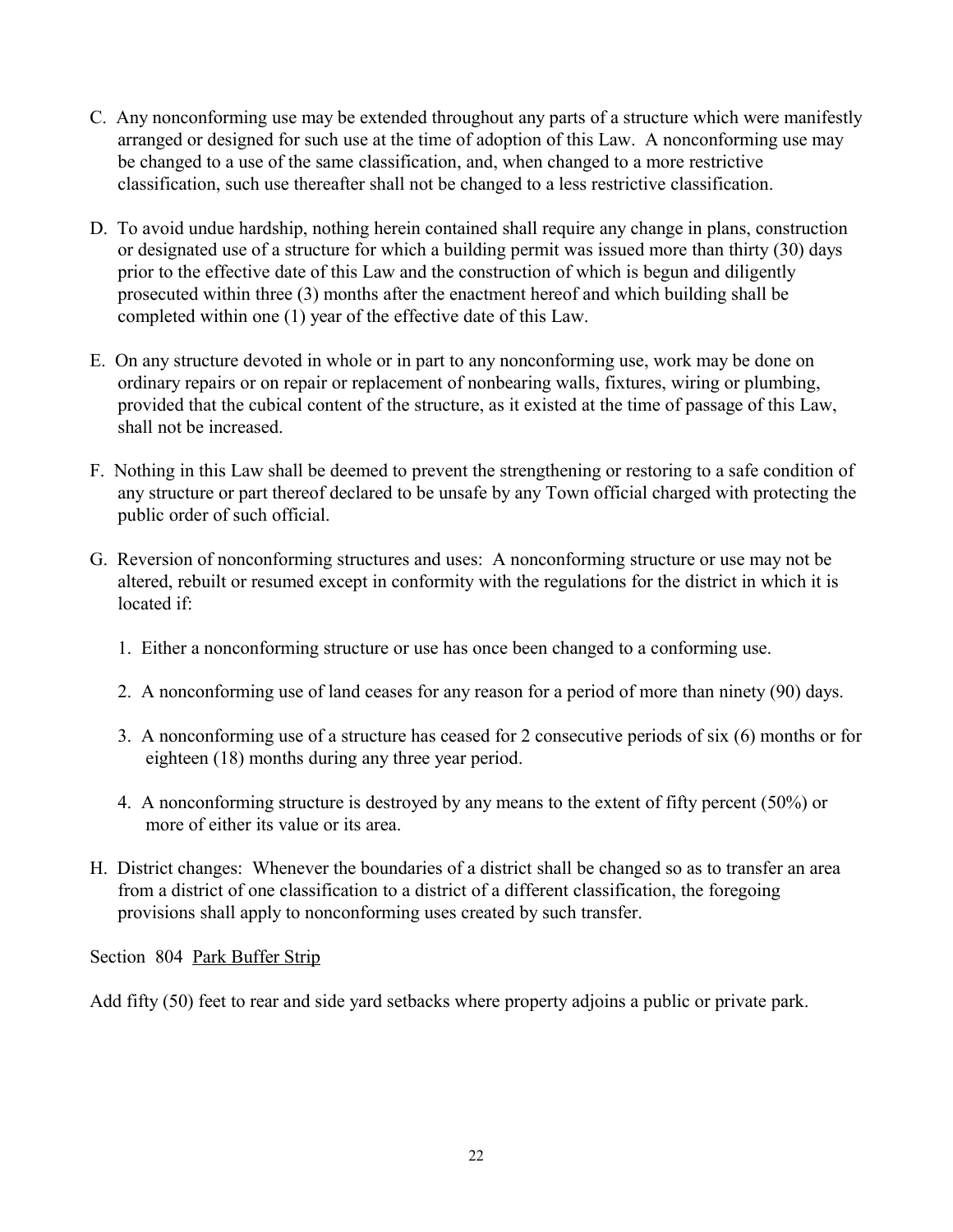C. Any nonconforming use may be extended throughout any parts of a structure which were manifestly arranged or designed for such use at the time of adoption of this Law. A nonconforming use may be changed to a use of the same classification, and, when changed to a more restrictive classification, such use thereafter shall not be changed to a less restrictive classification.

D. To avoid undue hardship, nothing herein contained shall require any change in plans, construction or designated use of a structure for which a building permit was issued more than thirty (30) days prior to the effective date of this Law and the construction of which is begun and diligently prosecuted within three (3) months after the enactment hereof and which building shall be completed within one (1) year of the effective date of this Law.

E. On any structure devoted in whole or in part to any nonconforming use, work may be done on ordinary repairs or on repair or replacement of nonbearing walls, fixtures, wiring or plumbing, provided that the cubical content of the structure, as it existed at the time of passage of this Law, shall not be increased.

F. Nothing in this Law shall be deemed to prevent the strengthening or restoring to a safe condition of any structure or part thereof declared to be unsafe by any Town official charged with protecting the public order of such official.

G. Reversion of nonconforming structures and uses: A nonconforming structure or use may not be altered, rebuilt or resumed except in conformity with the regulations for the district in which it is located if:

   1. Either a nonconforming structure or use has once been changed to a conforming use.

   2. A nonconforming use of land ceases for any reason for a period of more than ninety (90) days.

   3. A nonconforming use of a structure has ceased for 2 consecutive periods of six (6) months or for eighteen (18) months during any three year period.

   4. A nonconforming structure is destroyed by any means to the extent of fifty percent (50%) or more of either its value or its area.

H. District changes: Whenever the boundaries of a district shall be changed so as to transfer an area from a district of one classification to a district of a different classification, the foregoing provisions shall apply to nonconforming uses created by such transfer.

Section 804 Park Buffer Strip

Add fifty (50) feet to rear and side yard setbacks where property adjoins a public or private park.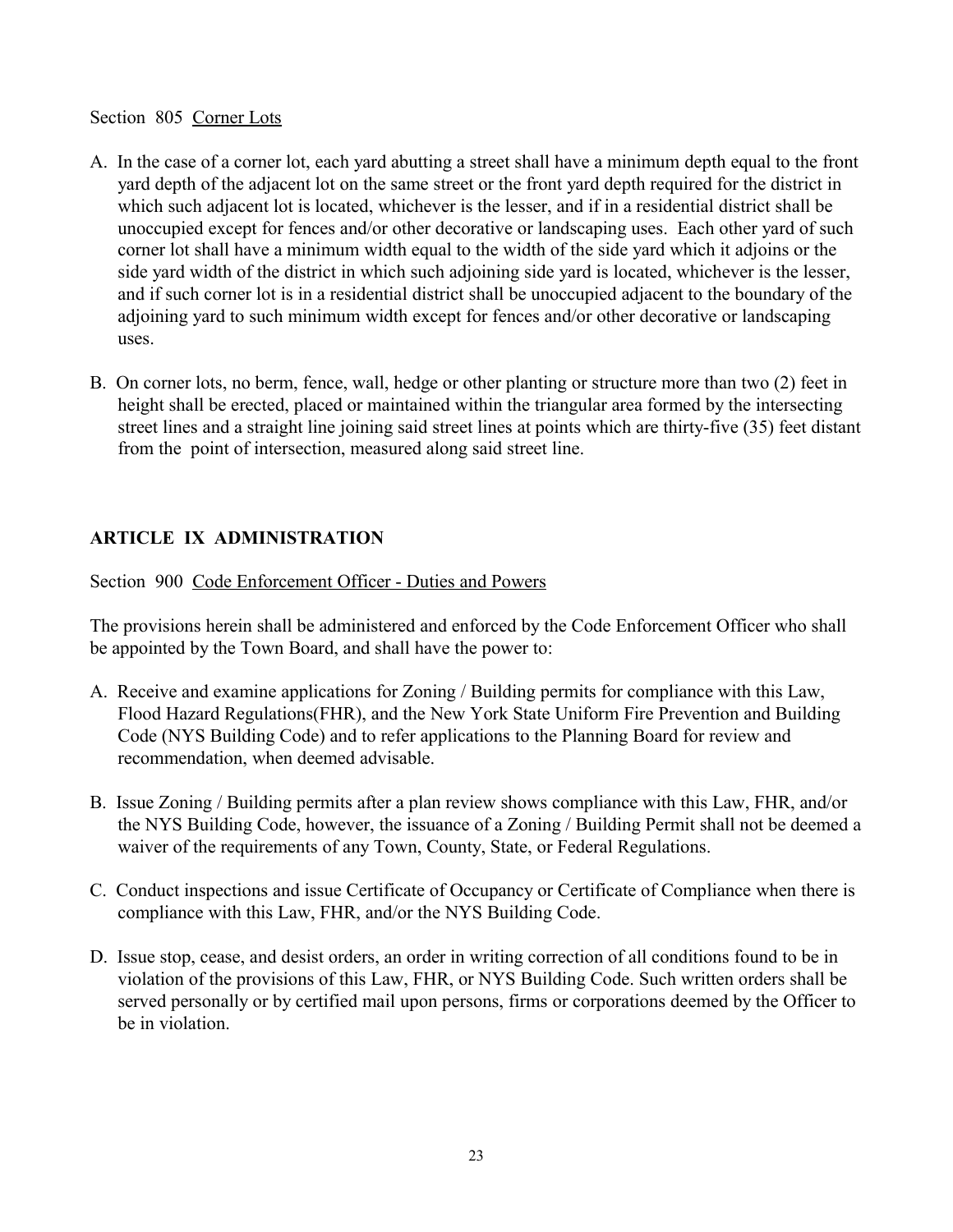Section 805 Corner Lots

A. In the case of a corner lot, each yard abutting a street shall have a minimum depth equal to the front yard depth of the adjacent lot on the same street or the front yard depth required for the district in which such adjacent lot is located, whichever is the lesser, and if in a residential district shall be unoccupied except for fences and/or other decorative or landscaping uses. Each other yard of such corner lot shall have a minimum width equal to the width of the side yard which it adjoins or the side yard width of the district in which such adjoining side yard is located, whichever is the lesser, and if such corner lot is in a residential district shall be unoccupied adjacent to the boundary of the adjoining yard to such minimum width except for fences and/or other decorative or landscaping uses.

B. On corner lots, no berm, fence, wall, hedge or other planting or structure more than two (2) feet in height shall be erected, placed or maintained within the triangular area formed by the intersecting street lines and a straight line joining said street lines at points which are thirty-five (35) feet distant from the point of intersection, measured along said street line.

## ARTICLE IX ADMINISTRATION

Section 900 Code Enforcement Officer - Duties and Powers

The provisions herein shall be administered and enforced by the Code Enforcement Officer who shall be appointed by the Town Board, and shall have the power to:

A. Receive and examine applications for Zoning / Building permits for compliance with this Law, Flood Hazard Regulations(FHR), and the New York State Uniform Fire Prevention and Building Code (NYS Building Code) and to refer applications to the Planning Board for review and recommendation, when deemed advisable.

B. Issue Zoning / Building permits after a plan review shows compliance with this Law, FHR, and/or the NYS Building Code, however, the issuance of a Zoning / Building Permit shall not be deemed a waiver of the requirements of any Town, County, State, or Federal Regulations.

C. Conduct inspections and issue Certificate of Occupancy or Certificate of Compliance when there is compliance with this Law, FHR, and/or the NYS Building Code.

D. Issue stop, cease, and desist orders, an order in writing correction of all conditions found to be in violation of the provisions of this Law, FHR, or NYS Building Code. Such written orders shall be served personally or by certified mail upon persons, firms or corporations deemed by the Officer to be in violation.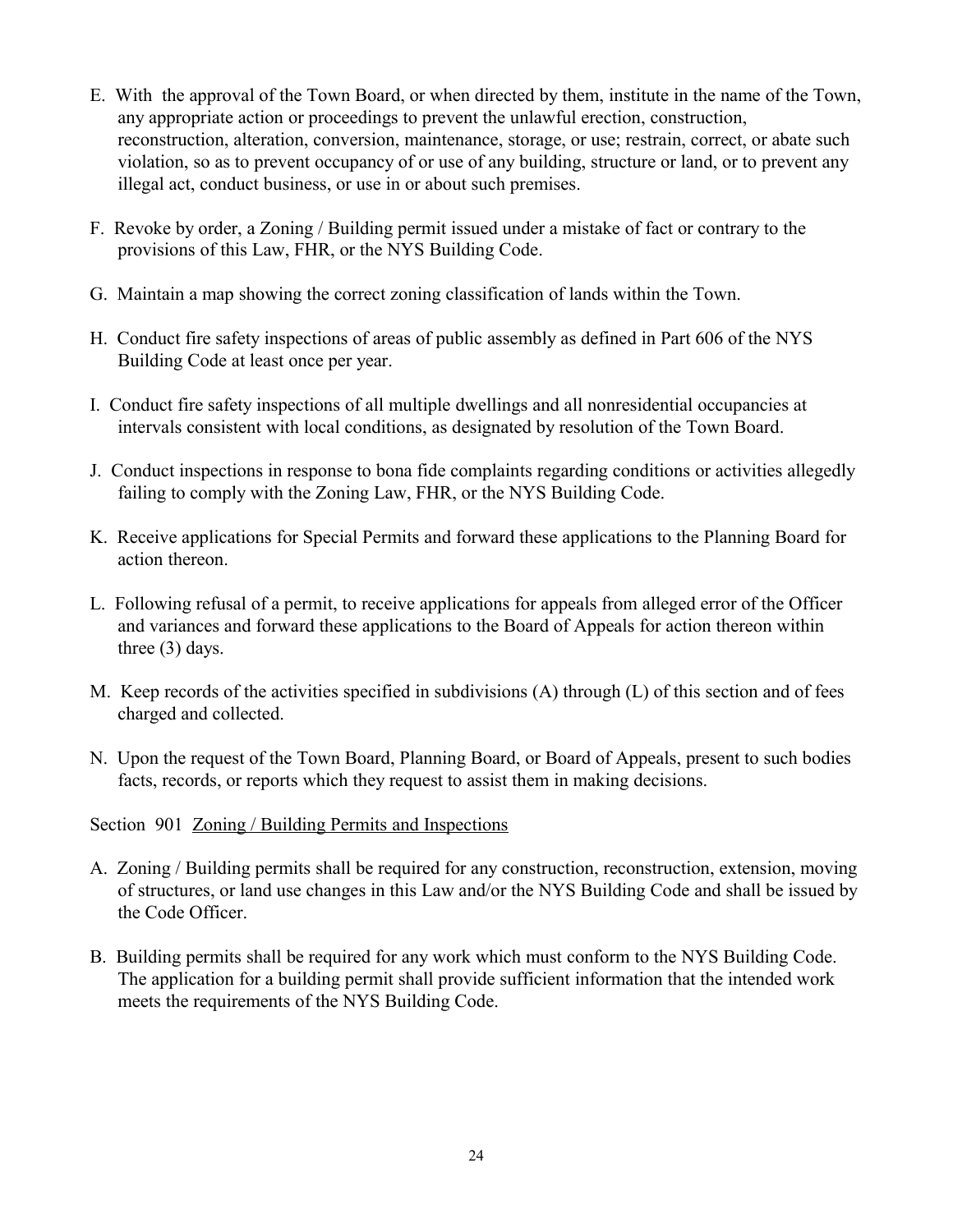E. With the approval of the Town Board, or when directed by them, institute in the name of the Town, any appropriate action or proceedings to prevent the unlawful erection, construction, reconstruction, alteration, conversion, maintenance, storage, or use; restrain, correct, or abate such violation, so as to prevent occupancy of or use of any building, structure or land, or to prevent any illegal act, conduct business, or use in or about such premises.

F. Revoke by order, a Zoning / Building permit issued under a mistake of fact or contrary to the provisions of this Law, FHR, or the NYS Building Code.

G. Maintain a map showing the correct zoning classification of lands within the Town.

H. Conduct fire safety inspections of areas of public assembly as defined in Part 606 of the NYS Building Code at least once per year.

I. Conduct fire safety inspections of all multiple dwellings and all nonresidential occupancies at intervals consistent with local conditions, as designated by resolution of the Town Board.

J. Conduct inspections in response to bona fide complaints regarding conditions or activities allegedly failing to comply with the Zoning Law, FHR, or the NYS Building Code.

K. Receive applications for Special Permits and forward these applications to the Planning Board for action thereon.

L. Following refusal of a permit, to receive applications for appeals from alleged error of the Officer and variances and forward these applications to the Board of Appeals for action thereon within three (3) days.

M. Keep records of the activities specified in subdivisions (A) through (L) of this section and of fees charged and collected.

N. Upon the request of the Town Board, Planning Board, or Board of Appeals, present to such bodies facts, records, or reports which they request to assist them in making decisions.

Section 901 <u>Zoning / Building Permits and Inspections</u>

A. Zoning / Building permits shall be required for any construction, reconstruction, extension, moving of structures, or land use changes in this Law and/or the NYS Building Code and shall be issued by the Code Officer.

B. Building permits shall be required for any work which must conform to the NYS Building Code. The application for a building permit shall provide sufficient information that the intended work meets the requirements of the NYS Building Code.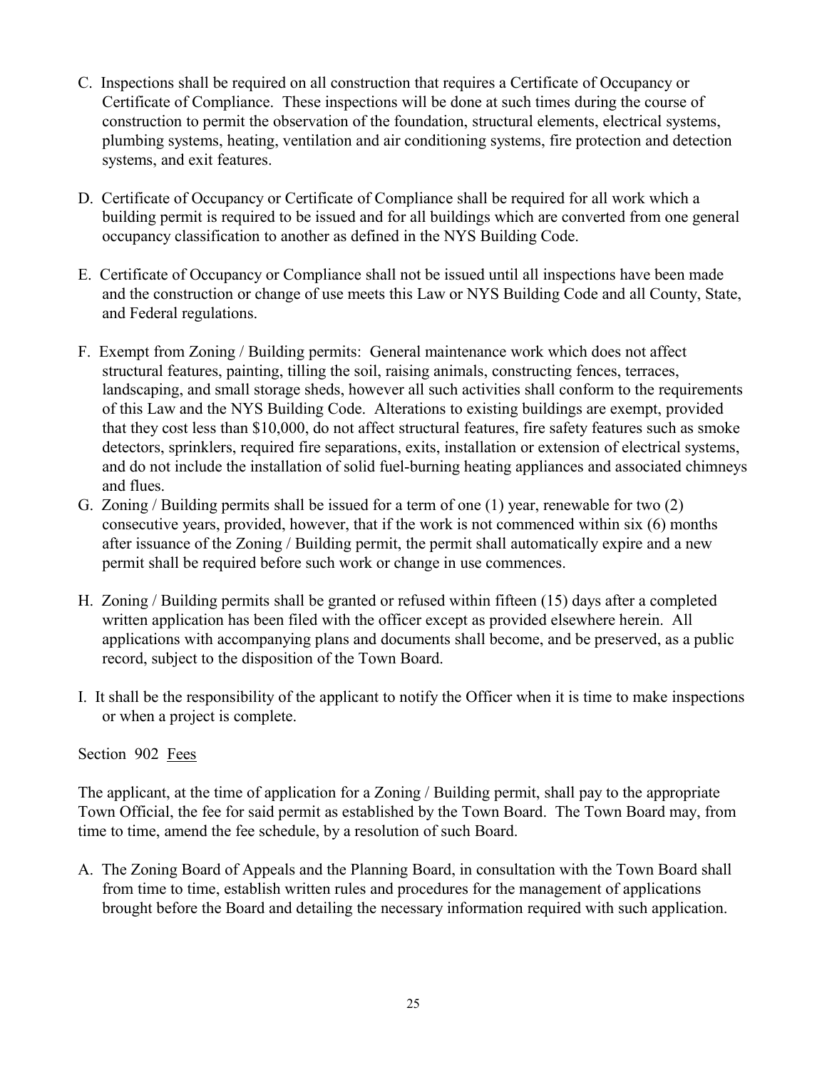C. Inspections shall be required on all construction that requires a Certificate of Occupancy or Certificate of Compliance. These inspections will be done at such times during the course of construction to permit the observation of the foundation, structural elements, electrical systems, plumbing systems, heating, ventilation and air conditioning systems, fire protection and detection systems, and exit features.

D. Certificate of Occupancy or Certificate of Compliance shall be required for all work which a building permit is required to be issued and for all buildings which are converted from one general occupancy classification to another as defined in the NYS Building Code.

E. Certificate of Occupancy or Compliance shall not be issued until all inspections have been made and the construction or change of use meets this Law or NYS Building Code and all County, State, and Federal regulations.

F. Exempt from Zoning / Building permits: General maintenance work which does not affect structural features, painting, tilling the soil, raising animals, constructing fences, terraces, landscaping, and small storage sheds, however all such activities shall conform to the requirements of this Law and the NYS Building Code. Alterations to existing buildings are exempt, provided that they cost less than $10,000, do not affect structural features, fire safety features such as smoke detectors, sprinklers, required fire separations, exits, installation or extension of electrical systems, and do not include the installation of solid fuel-burning heating appliances and associated chimneys and flues.

G. Zoning / Building permits shall be issued for a term of one (1) year, renewable for two (2) consecutive years, provided, however, that if the work is not commenced within six (6) months after issuance of the Zoning / Building permit, the permit shall automatically expire and a new permit shall be required before such work or change in use commences.

H. Zoning / Building permits shall be granted or refused within fifteen (15) days after a completed written application has been filed with the officer except as provided elsewhere herein. All applications with accompanying plans and documents shall become, and be preserved, as a public record, subject to the disposition of the Town Board.

I. It shall be the responsibility of the applicant to notify the Officer when it is time to make inspections or when a project is complete.

Section 902 Fees

The applicant, at the time of application for a Zoning / Building permit, shall pay to the appropriate Town Official, the fee for said permit as established by the Town Board. The Town Board may, from time to time, amend the fee schedule, by a resolution of such Board.

A. The Zoning Board of Appeals and the Planning Board, in consultation with the Town Board shall from time to time, establish written rules and procedures for the management of applications brought before the Board and detailing the necessary information required with such application.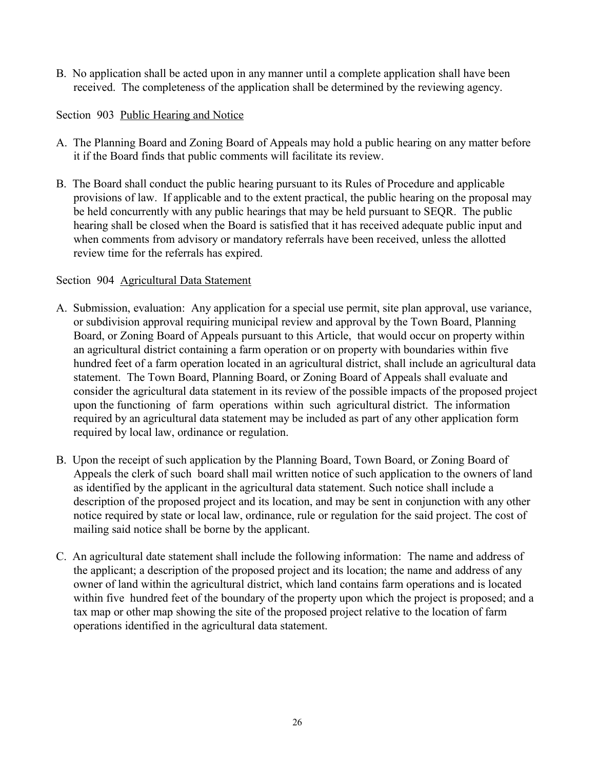B. No application shall be acted upon in any manner until a complete application shall have been received. The completeness of the application shall be determined by the reviewing agency.

Section 903 Public Hearing and Notice

A. The Planning Board and Zoning Board of Appeals may hold a public hearing on any matter before it if the Board finds that public comments will facilitate its review.

B. The Board shall conduct the public hearing pursuant to its Rules of Procedure and applicable provisions of law. If applicable and to the extent practical, the public hearing on the proposal may be held concurrently with any public hearings that may be held pursuant to SEQR. The public hearing shall be closed when the Board is satisfied that it has received adequate public input and when comments from advisory or mandatory referrals have been received, unless the allotted review time for the referrals has expired.

Section 904 Agricultural Data Statement

A. Submission, evaluation: Any application for a special use permit, site plan approval, use variance, or subdivision approval requiring municipal review and approval by the Town Board, Planning Board, or Zoning Board of Appeals pursuant to this Article, that would occur on property within an agricultural district containing a farm operation or on property with boundaries within five hundred feet of a farm operation located in an agricultural district, shall include an agricultural data statement. The Town Board, Planning Board, or Zoning Board of Appeals shall evaluate and consider the agricultural data statement in its review of the possible impacts of the proposed project upon the functioning of farm operations within such agricultural district. The information required by an agricultural data statement may be included as part of any other application form required by local law, ordinance or regulation.

B. Upon the receipt of such application by the Planning Board, Town Board, or Zoning Board of Appeals the clerk of such board shall mail written notice of such application to the owners of land as identified by the applicant in the agricultural data statement. Such notice shall include a description of the proposed project and its location, and may be sent in conjunction with any other notice required by state or local law, ordinance, rule or regulation for the said project. The cost of mailing said notice shall be borne by the applicant.

C. An agricultural date statement shall include the following information: The name and address of the applicant; a description of the proposed project and its location; the name and address of any owner of land within the agricultural district, which land contains farm operations and is located within five hundred feet of the boundary of the property upon which the project is proposed; and a tax map or other map showing the site of the proposed project relative to the location of farm operations identified in the agricultural data statement.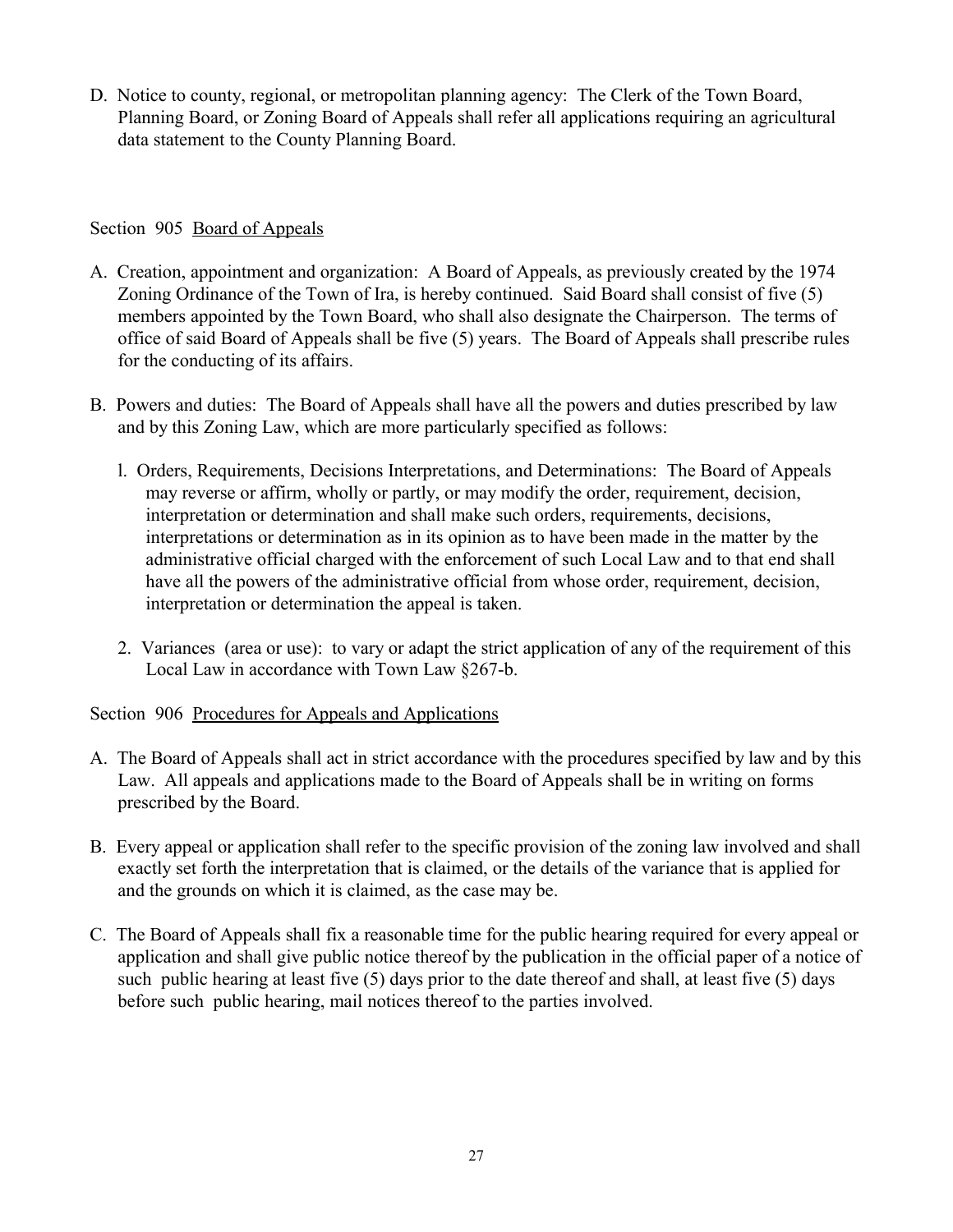D. Notice to county, regional, or metropolitan planning agency: The Clerk of the Town Board, Planning Board, or Zoning Board of Appeals shall refer all applications requiring an agricultural data statement to the County Planning Board.

## Section 905 Board of Appeals

A. Creation, appointment and organization: A Board of Appeals, as previously created by the 1974 Zoning Ordinance of the Town of Ira, is hereby continued. Said Board shall consist of five (5) members appointed by the Town Board, who shall also designate the Chairperson. The terms of office of said Board of Appeals shall be five (5) years. The Board of Appeals shall prescribe rules for the conducting of its affairs.

B. Powers and duties: The Board of Appeals shall have all the powers and duties prescribed by law and by this Zoning Law, which are more particularly specified as follows:

   l. Orders, Requirements, Decisions Interpretations, and Determinations: The Board of Appeals may reverse or affirm, wholly or partly, or may modify the order, requirement, decision, interpretation or determination and shall make such orders, requirements, decisions, interpretations or determination as in its opinion as to have been made in the matter by the administrative official charged with the enforcement of such Local Law and to that end shall have all the powers of the administrative official from whose order, requirement, decision, interpretation or determination the appeal is taken.

   2. Variances (area or use): to vary or adapt the strict application of any of the requirement of this Local Law in accordance with Town Law §267-b.

## Section 906 Procedures for Appeals and Applications

A. The Board of Appeals shall act in strict accordance with the procedures specified by law and by this Law. All appeals and applications made to the Board of Appeals shall be in writing on forms prescribed by the Board.

B. Every appeal or application shall refer to the specific provision of the zoning law involved and shall exactly set forth the interpretation that is claimed, or the details of the variance that is applied for and the grounds on which it is claimed, as the case may be.

C. The Board of Appeals shall fix a reasonable time for the public hearing required for every appeal or application and shall give public notice thereof by the publication in the official paper of a notice of such public hearing at least five (5) days prior to the date thereof and shall, at least five (5) days before such public hearing, mail notices thereof to the parties involved.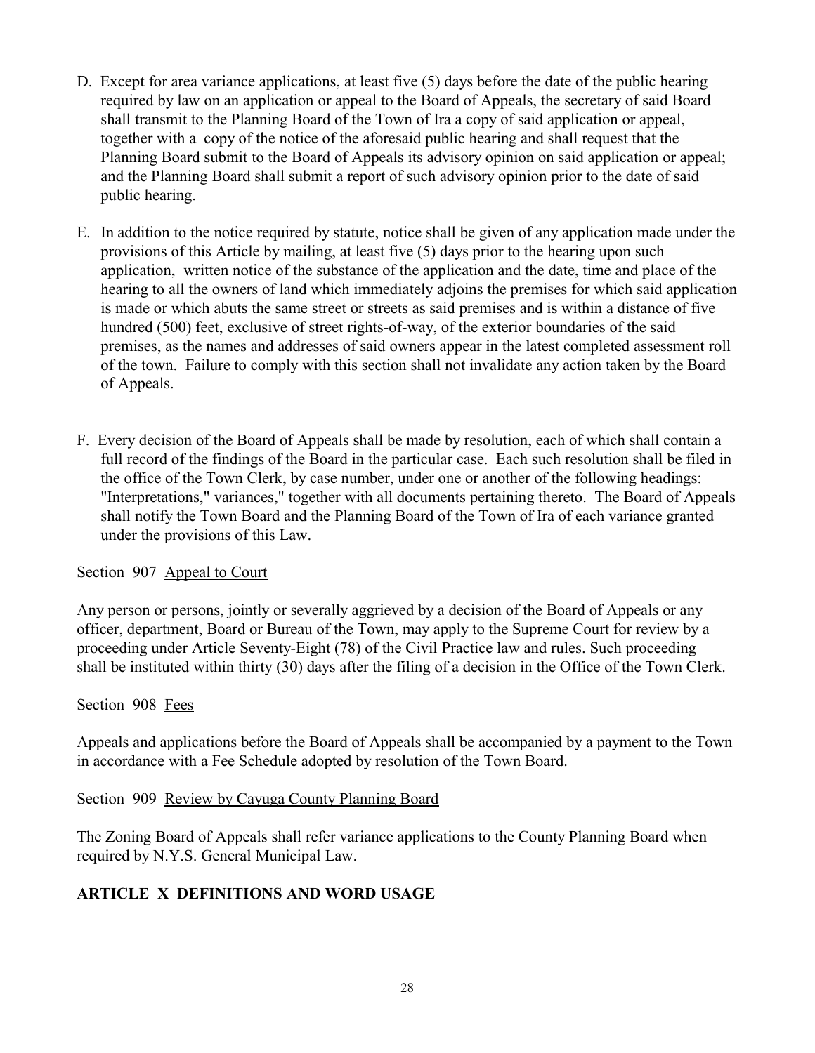D. Except for area variance applications, at least five (5) days before the date of the public hearing required by law on an application or appeal to the Board of Appeals, the secretary of said Board shall transmit to the Planning Board of the Town of Ira a copy of said application or appeal, together with a copy of the notice of the aforesaid public hearing and shall request that the Planning Board submit to the Board of Appeals its advisory opinion on said application or appeal; and the Planning Board shall submit a report of such advisory opinion prior to the date of said public hearing.

E. In addition to the notice required by statute, notice shall be given of any application made under the provisions of this Article by mailing, at least five (5) days prior to the hearing upon such application, written notice of the substance of the application and the date, time and place of the hearing to all the owners of land which immediately adjoins the premises for which said application is made or which abuts the same street or streets as said premises and is within a distance of five hundred (500) feet, exclusive of street rights-of-way, of the exterior boundaries of the said premises, as the names and addresses of said owners appear in the latest completed assessment roll of the town. Failure to comply with this section shall not invalidate any action taken by the Board of Appeals.

F. Every decision of the Board of Appeals shall be made by resolution, each of which shall contain a full record of the findings of the Board in the particular case. Each such resolution shall be filed in the office of the Town Clerk, by case number, under one or another of the following headings: "Interpretations," variances," together with all documents pertaining thereto. The Board of Appeals shall notify the Town Board and the Planning Board of the Town of Ira of each variance granted under the provisions of this Law.

Section 907 Appeal to Court

Any person or persons, jointly or severally aggrieved by a decision of the Board of Appeals or any officer, department, Board or Bureau of the Town, may apply to the Supreme Court for review by a proceeding under Article Seventy-Eight (78) of the Civil Practice law and rules. Such proceeding shall be instituted within thirty (30) days after the filing of a decision in the Office of the Town Clerk.

Section 908 Fees

Appeals and applications before the Board of Appeals shall be accompanied by a payment to the Town in accordance with a Fee Schedule adopted by resolution of the Town Board.

Section 909 Review by Cayuga County Planning Board

The Zoning Board of Appeals shall refer variance applications to the County Planning Board when required by N.Y.S. General Municipal Law.

## ARTICLE X DEFINITIONS AND WORD USAGE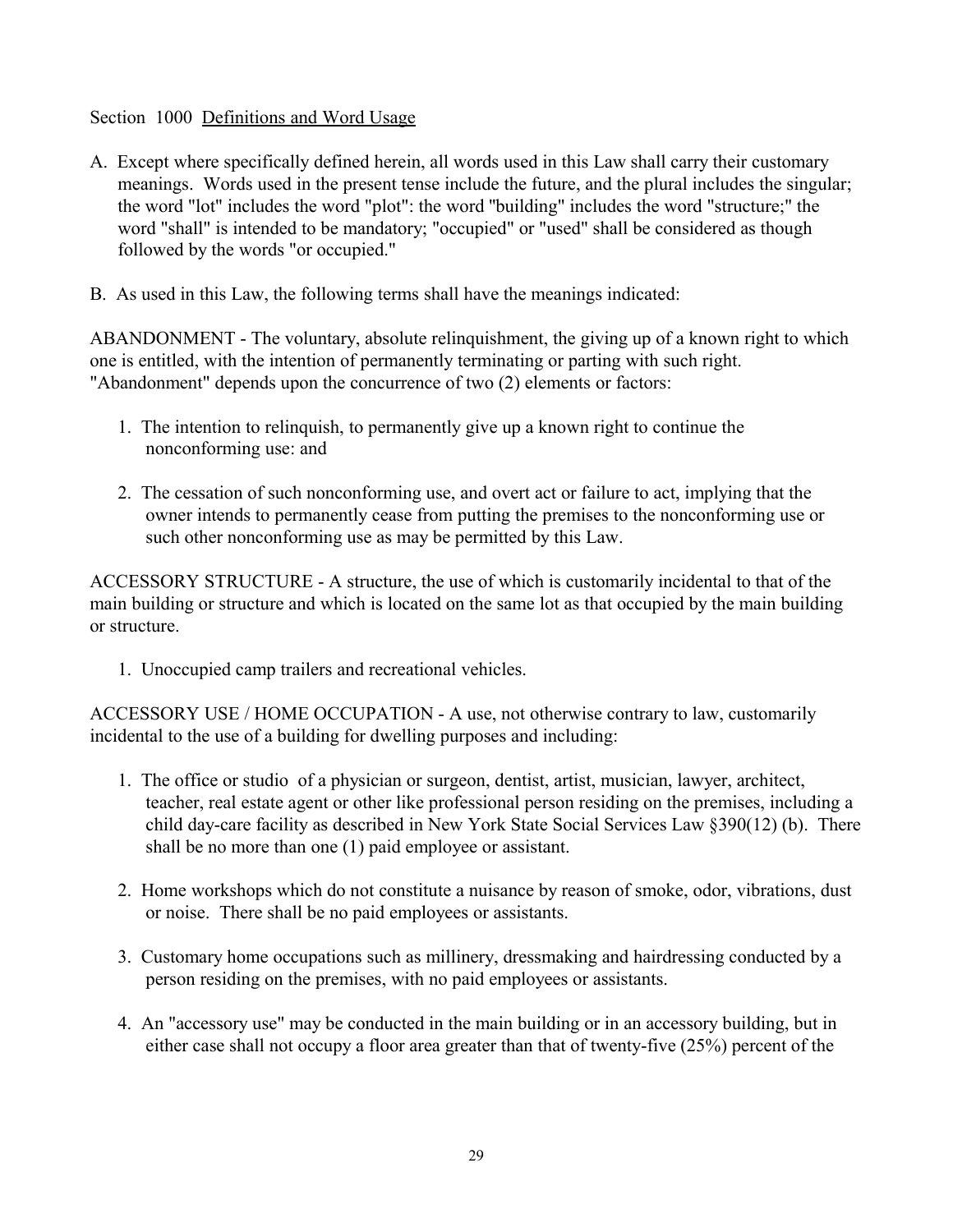Section 1000 Definitions and Word Usage

A. Except where specifically defined herein, all words used in this Law shall carry their customary meanings. Words used in the present tense include the future, and the plural includes the singular; the word "lot" includes the word "plot": the word "building" includes the word "structure;" the word "shall" is intended to be mandatory; "occupied" or "used" shall be considered as though followed by the words "or occupied."

B. As used in this Law, the following terms shall have the meanings indicated:

ABANDONMENT - The voluntary, absolute relinquishment, the giving up of a known right to which one is entitled, with the intention of permanently terminating or parting with such right. "Abandonment" depends upon the concurrence of two (2) elements or factors:

1. The intention to relinquish, to permanently give up a known right to continue the nonconforming use: and

2. The cessation of such nonconforming use, and overt act or failure to act, implying that the owner intends to permanently cease from putting the premises to the nonconforming use or such other nonconforming use as may be permitted by this Law.

ACCESSORY STRUCTURE - A structure, the use of which is customarily incidental to that of the main building or structure and which is located on the same lot as that occupied by the main building or structure.

1. Unoccupied camp trailers and recreational vehicles.

ACCESSORY USE / HOME OCCUPATION - A use, not otherwise contrary to law, customarily incidental to the use of a building for dwelling purposes and including:

1. The office or studio of a physician or surgeon, dentist, artist, musician, lawyer, architect, teacher, real estate agent or other like professional person residing on the premises, including a child day-care facility as described in New York State Social Services Law §390(12) (b). There shall be no more than one (1) paid employee or assistant.

2. Home workshops which do not constitute a nuisance by reason of smoke, odor, vibrations, dust or noise. There shall be no paid employees or assistants.

3. Customary home occupations such as millinery, dressmaking and hairdressing conducted by a person residing on the premises, with no paid employees or assistants.

4. An "accessory use" may be conducted in the main building or in an accessory building, but in either case shall not occupy a floor area greater than that of twenty-five (25%) percent of the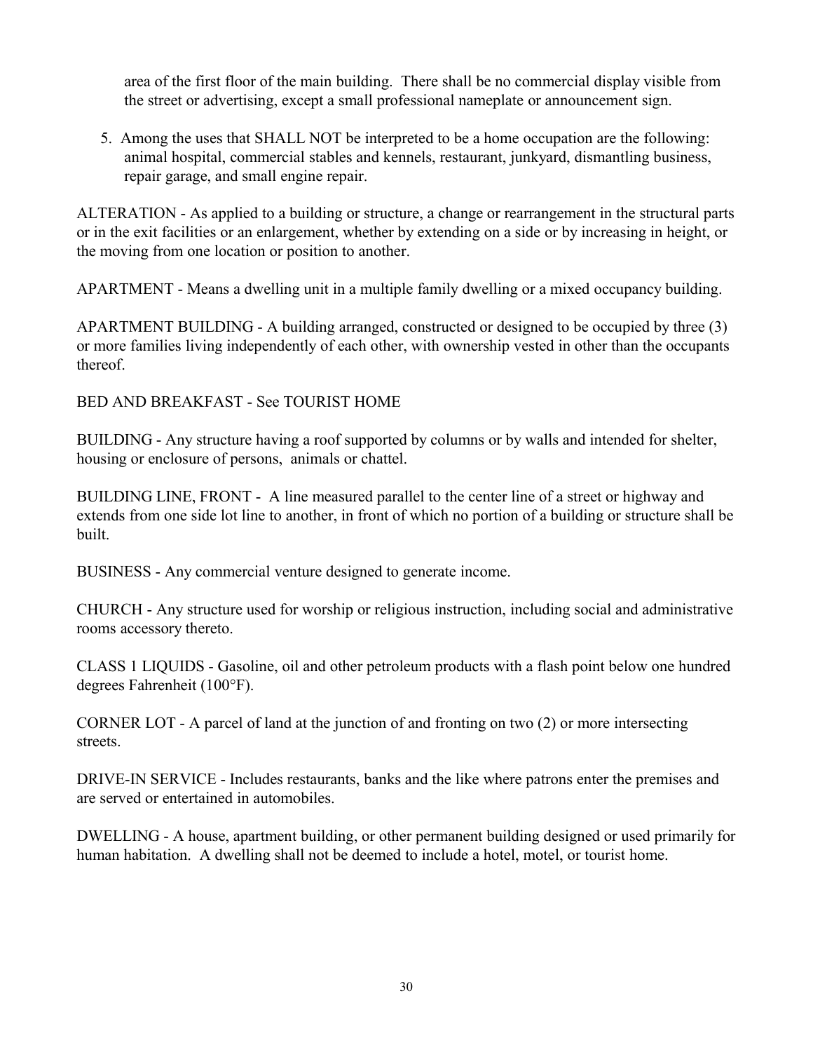area of the first floor of the main building. There shall be no commercial display visible from the street or advertising, except a small professional nameplate or announcement sign.

5. Among the uses that SHALL NOT be interpreted to be a home occupation are the following: animal hospital, commercial stables and kennels, restaurant, junkyard, dismantling business, repair garage, and small engine repair.

ALTERATION - As applied to a building or structure, a change or rearrangement in the structural parts or in the exit facilities or an enlargement, whether by extending on a side or by increasing in height, or the moving from one location or position to another.

APARTMENT - Means a dwelling unit in a multiple family dwelling or a mixed occupancy building.

APARTMENT BUILDING - A building arranged, constructed or designed to be occupied by three (3) or more families living independently of each other, with ownership vested in other than the occupants thereof.

BED AND BREAKFAST - See TOURIST HOME

BUILDING - Any structure having a roof supported by columns or by walls and intended for shelter, housing or enclosure of persons, animals or chattel.

BUILDING LINE, FRONT - A line measured parallel to the center line of a street or highway and extends from one side lot line to another, in front of which no portion of a building or structure shall be built.

BUSINESS - Any commercial venture designed to generate income.

CHURCH - Any structure used for worship or religious instruction, including social and administrative rooms accessory thereto.

CLASS 1 LIQUIDS - Gasoline, oil and other petroleum products with a flash point below one hundred degrees Fahrenheit (100°F).

CORNER LOT - A parcel of land at the junction of and fronting on two (2) or more intersecting streets.

DRIVE-IN SERVICE - Includes restaurants, banks and the like where patrons enter the premises and are served or entertained in automobiles.

DWELLING - A house, apartment building, or other permanent building designed or used primarily for human habitation. A dwelling shall not be deemed to include a hotel, motel, or tourist home.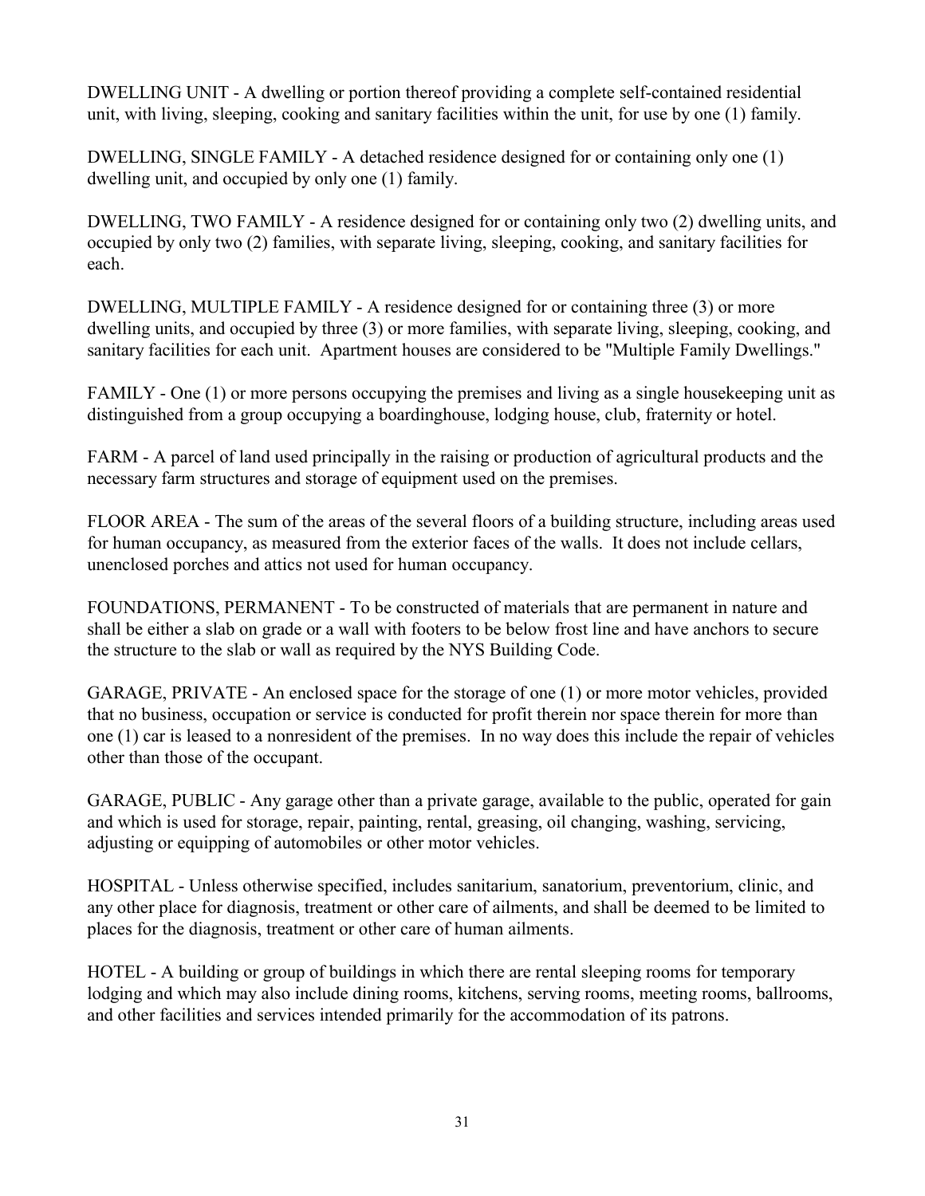DWELLING UNIT - A dwelling or portion thereof providing a complete self-contained residential unit, with living, sleeping, cooking and sanitary facilities within the unit, for use by one (1) family.

DWELLING, SINGLE FAMILY - A detached residence designed for or containing only one (1) dwelling unit, and occupied by only one (1) family.

DWELLING, TWO FAMILY - A residence designed for or containing only two (2) dwelling units, and occupied by only two (2) families, with separate living, sleeping, cooking, and sanitary facilities for each.

DWELLING, MULTIPLE FAMILY - A residence designed for or containing three (3) or more dwelling units, and occupied by three (3) or more families, with separate living, sleeping, cooking, and sanitary facilities for each unit. Apartment houses are considered to be "Multiple Family Dwellings."

FAMILY - One (1) or more persons occupying the premises and living as a single housekeeping unit as distinguished from a group occupying a boardinghouse, lodging house, club, fraternity or hotel.

FARM - A parcel of land used principally in the raising or production of agricultural products and the necessary farm structures and storage of equipment used on the premises.

FLOOR AREA - The sum of the areas of the several floors of a building structure, including areas used for human occupancy, as measured from the exterior faces of the walls. It does not include cellars, unenclosed porches and attics not used for human occupancy.

FOUNDATIONS, PERMANENT - To be constructed of materials that are permanent in nature and shall be either a slab on grade or a wall with footers to be below frost line and have anchors to secure the structure to the slab or wall as required by the NYS Building Code.

GARAGE, PRIVATE - An enclosed space for the storage of one (1) or more motor vehicles, provided that no business, occupation or service is conducted for profit therein nor space therein for more than one (1) car is leased to a nonresident of the premises. In no way does this include the repair of vehicles other than those of the occupant.

GARAGE, PUBLIC - Any garage other than a private garage, available to the public, operated for gain and which is used for storage, repair, painting, rental, greasing, oil changing, washing, servicing, adjusting or equipping of automobiles or other motor vehicles.

HOSPITAL - Unless otherwise specified, includes sanitarium, sanatorium, preventorium, clinic, and any other place for diagnosis, treatment or other care of ailments, and shall be deemed to be limited to places for the diagnosis, treatment or other care of human ailments.

HOTEL - A building or group of buildings in which there are rental sleeping rooms for temporary lodging and which may also include dining rooms, kitchens, serving rooms, meeting rooms, ballrooms, and other facilities and services intended primarily for the accommodation of its patrons.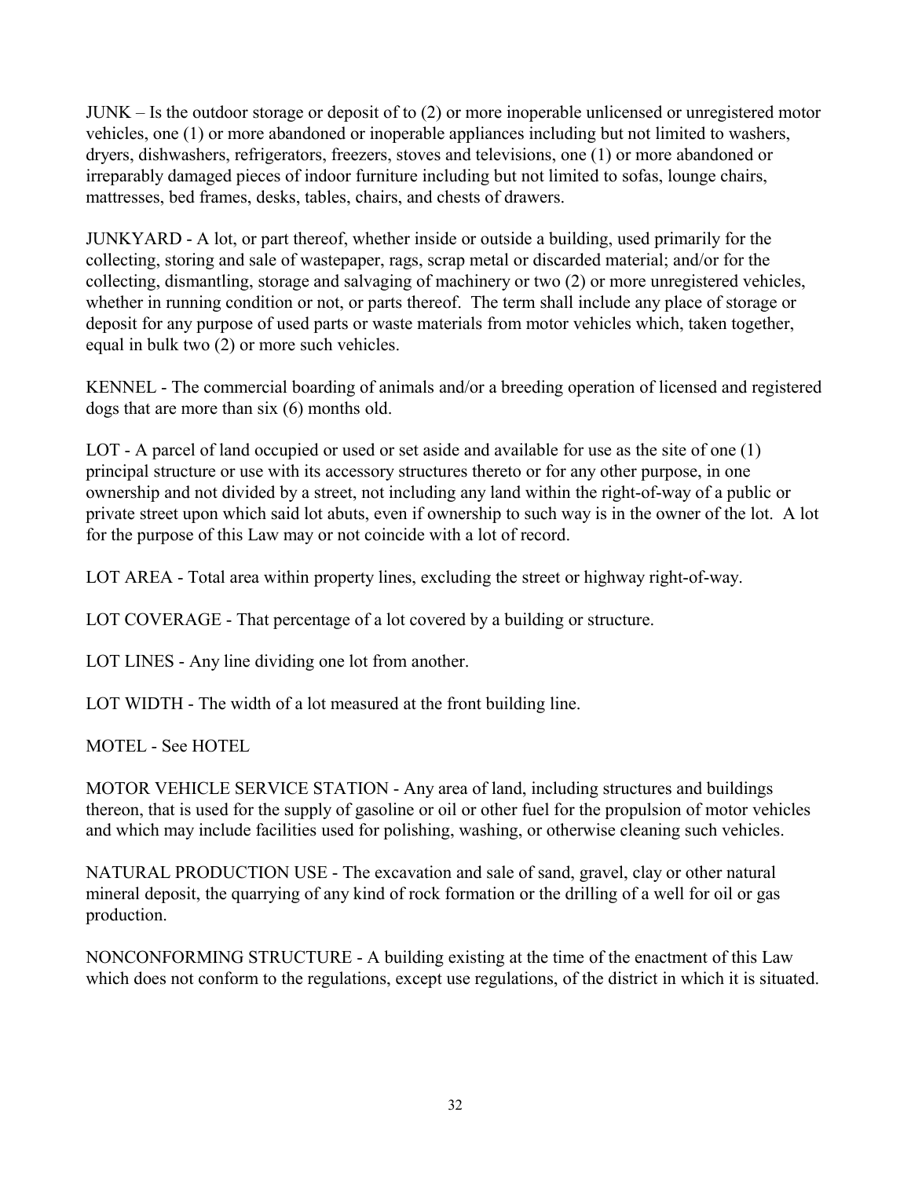JUNK – Is the outdoor storage or deposit of to (2) or more inoperable unlicensed or unregistered motor vehicles, one (1) or more abandoned or inoperable appliances including but not limited to washers, dryers, dishwashers, refrigerators, freezers, stoves and televisions, one (1) or more abandoned or irreparably damaged pieces of indoor furniture including but not limited to sofas, lounge chairs, mattresses, bed frames, desks, tables, chairs, and chests of drawers.

JUNKYARD - A lot, or part thereof, whether inside or outside a building, used primarily for the collecting, storing and sale of wastepaper, rags, scrap metal or discarded material; and/or for the collecting, dismantling, storage and salvaging of machinery or two (2) or more unregistered vehicles, whether in running condition or not, or parts thereof. The term shall include any place of storage or deposit for any purpose of used parts or waste materials from motor vehicles which, taken together, equal in bulk two (2) or more such vehicles.

KENNEL - The commercial boarding of animals and/or a breeding operation of licensed and registered dogs that are more than six (6) months old.

LOT - A parcel of land occupied or used or set aside and available for use as the site of one (1) principal structure or use with its accessory structures thereto or for any other purpose, in one ownership and not divided by a street, not including any land within the right-of-way of a public or private street upon which said lot abuts, even if ownership to such way is in the owner of the lot. A lot for the purpose of this Law may or not coincide with a lot of record.

LOT AREA - Total area within property lines, excluding the street or highway right-of-way.

LOT COVERAGE - That percentage of a lot covered by a building or structure.

LOT LINES - Any line dividing one lot from another.

LOT WIDTH - The width of a lot measured at the front building line.

MOTEL - See HOTEL

MOTOR VEHICLE SERVICE STATION - Any area of land, including structures and buildings thereon, that is used for the supply of gasoline or oil or other fuel for the propulsion of motor vehicles and which may include facilities used for polishing, washing, or otherwise cleaning such vehicles.

NATURAL PRODUCTION USE - The excavation and sale of sand, gravel, clay or other natural mineral deposit, the quarrying of any kind of rock formation or the drilling of a well for oil or gas production.

NONCONFORMING STRUCTURE - A building existing at the time of the enactment of this Law which does not conform to the regulations, except use regulations, of the district in which it is situated.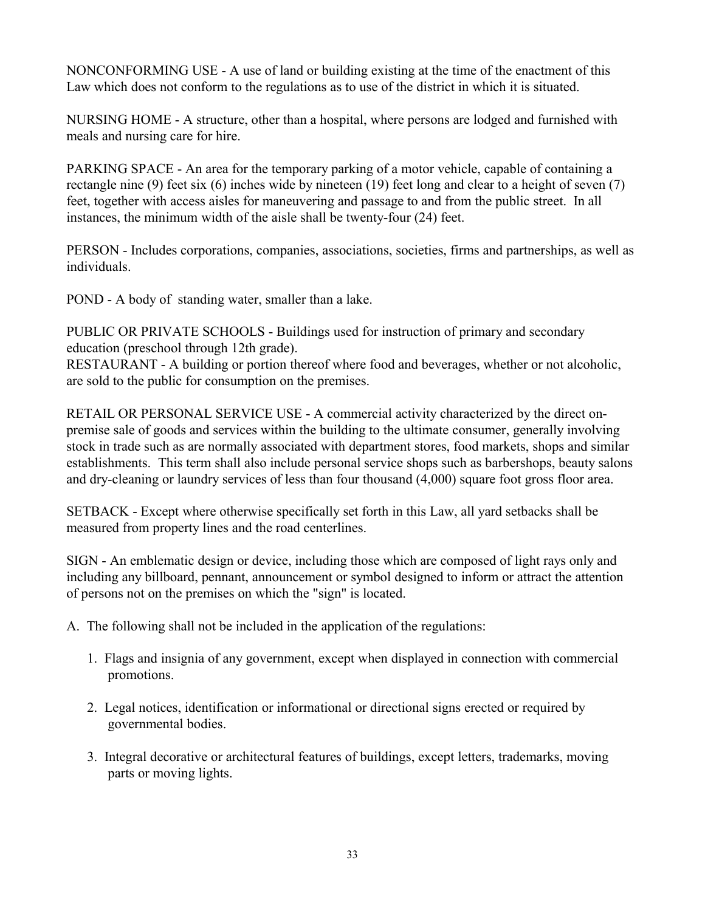NONCONFORMING USE - A use of land or building existing at the time of the enactment of this Law which does not conform to the regulations as to use of the district in which it is situated.

NURSING HOME - A structure, other than a hospital, where persons are lodged and furnished with meals and nursing care for hire.

PARKING SPACE - An area for the temporary parking of a motor vehicle, capable of containing a rectangle nine (9) feet six (6) inches wide by nineteen (19) feet long and clear to a height of seven (7) feet, together with access aisles for maneuvering and passage to and from the public street. In all instances, the minimum width of the aisle shall be twenty-four (24) feet.

PERSON - Includes corporations, companies, associations, societies, firms and partnerships, as well as individuals.

POND - A body of standing water, smaller than a lake.

PUBLIC OR PRIVATE SCHOOLS - Buildings used for instruction of primary and secondary education (preschool through 12th grade).

RESTAURANT - A building or portion thereof where food and beverages, whether or not alcoholic, are sold to the public for consumption on the premises.

RETAIL OR PERSONAL SERVICE USE - A commercial activity characterized by the direct on-premise sale of goods and services within the building to the ultimate consumer, generally involving stock in trade such as are normally associated with department stores, food markets, shops and similar establishments. This term shall also include personal service shops such as barbershops, beauty salons and dry-cleaning or laundry services of less than four thousand (4,000) square foot gross floor area.

SETBACK - Except where otherwise specifically set forth in this Law, all yard setbacks shall be measured from property lines and the road centerlines.

SIGN - An emblematic design or device, including those which are composed of light rays only and including any billboard, pennant, announcement or symbol designed to inform or attract the attention of persons not on the premises on which the "sign" is located.

A. The following shall not be included in the application of the regulations:

1. Flags and insignia of any government, except when displayed in connection with commercial promotions.

2. Legal notices, identification or informational or directional signs erected or required by governmental bodies.

3. Integral decorative or architectural features of buildings, except letters, trademarks, moving parts or moving lights.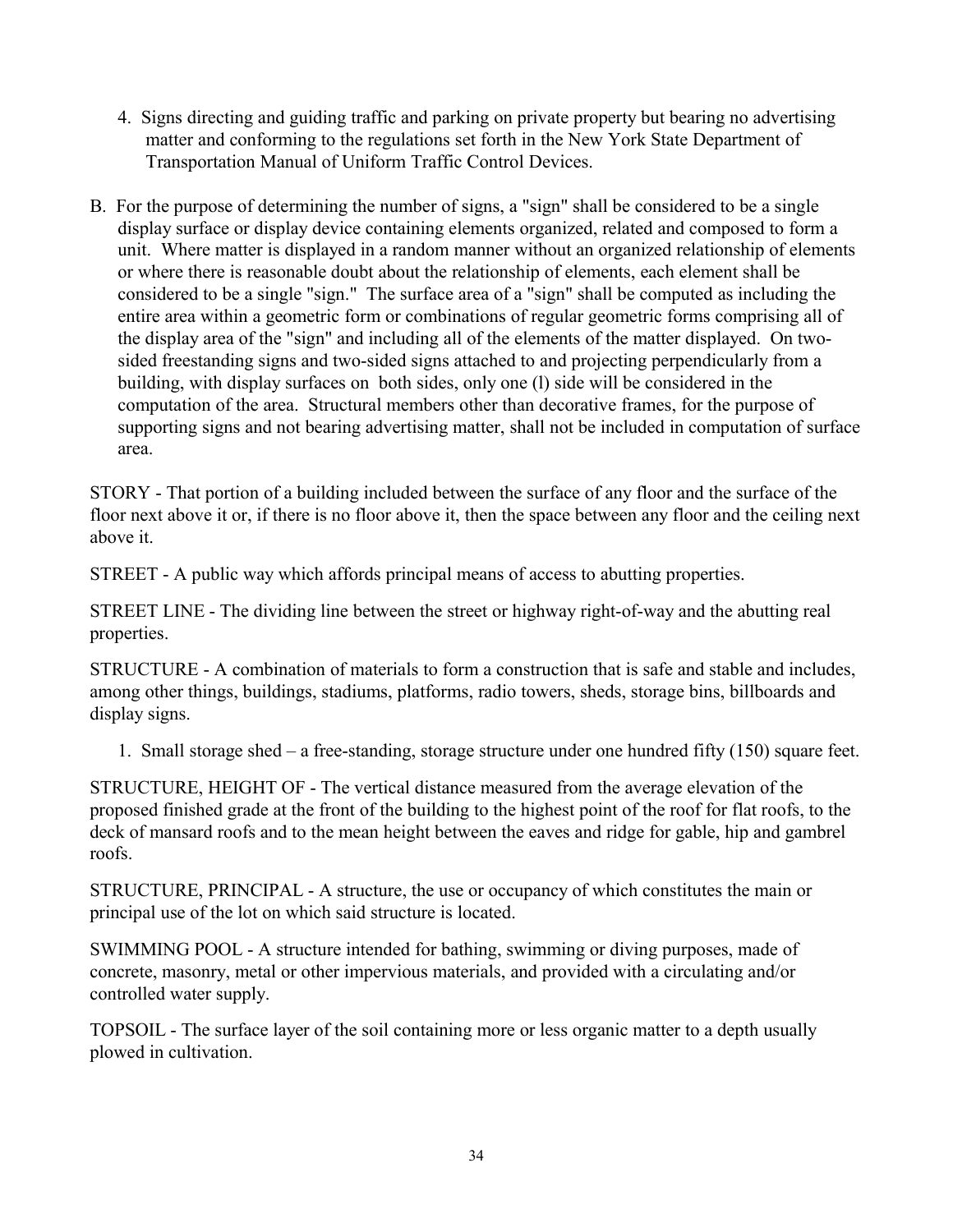4. Signs directing and guiding traffic and parking on private property but bearing no advertising matter and conforming to the regulations set forth in the New York State Department of Transportation Manual of Uniform Traffic Control Devices.

B. For the purpose of determining the number of signs, a "sign" shall be considered to be a single display surface or display device containing elements organized, related and composed to form a unit. Where matter is displayed in a random manner without an organized relationship of elements or where there is reasonable doubt about the relationship of elements, each element shall be considered to be a single "sign." The surface area of a "sign" shall be computed as including the entire area within a geometric form or combinations of regular geometric forms comprising all of the display area of the "sign" and including all of the elements of the matter displayed. On two-sided freestanding signs and two-sided signs attached to and projecting perpendicularly from a building, with display surfaces on both sides, only one (l) side will be considered in the computation of the area. Structural members other than decorative frames, for the purpose of supporting signs and not bearing advertising matter, shall not be included in computation of surface area.

STORY - That portion of a building included between the surface of any floor and the surface of the floor next above it or, if there is no floor above it, then the space between any floor and the ceiling next above it.

STREET - A public way which affords principal means of access to abutting properties.

STREET LINE - The dividing line between the street or highway right-of-way and the abutting real properties.

STRUCTURE - A combination of materials to form a construction that is safe and stable and includes, among other things, buildings, stadiums, platforms, radio towers, sheds, storage bins, billboards and display signs.

1. Small storage shed – a free-standing, storage structure under one hundred fifty (150) square feet.

STRUCTURE, HEIGHT OF - The vertical distance measured from the average elevation of the proposed finished grade at the front of the building to the highest point of the roof for flat roofs, to the deck of mansard roofs and to the mean height between the eaves and ridge for gable, hip and gambrel roofs.

STRUCTURE, PRINCIPAL - A structure, the use or occupancy of which constitutes the main or principal use of the lot on which said structure is located.

SWIMMING POOL - A structure intended for bathing, swimming or diving purposes, made of concrete, masonry, metal or other impervious materials, and provided with a circulating and/or controlled water supply.

TOPSOIL - The surface layer of the soil containing more or less organic matter to a depth usually plowed in cultivation.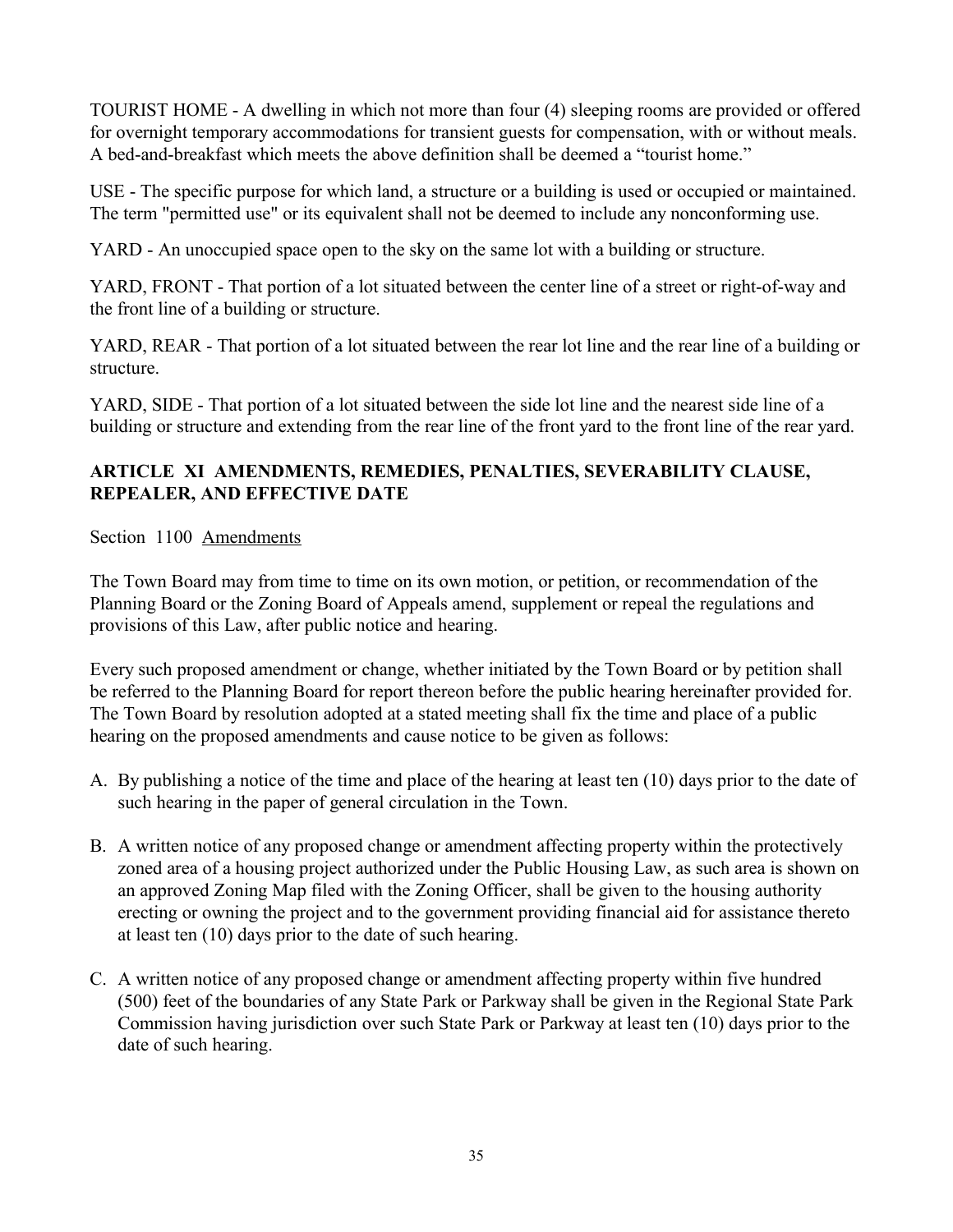TOURIST HOME - A dwelling in which not more than four (4) sleeping rooms are provided or offered for overnight temporary accommodations for transient guests for compensation, with or without meals. A bed-and-breakfast which meets the above definition shall be deemed a "tourist home."

USE - The specific purpose for which land, a structure or a building is used or occupied or maintained. The term "permitted use" or its equivalent shall not be deemed to include any nonconforming use.

YARD - An unoccupied space open to the sky on the same lot with a building or structure.

YARD, FRONT - That portion of a lot situated between the center line of a street or right-of-way and the front line of a building or structure.

YARD, REAR - That portion of a lot situated between the rear lot line and the rear line of a building or structure.

YARD, SIDE - That portion of a lot situated between the side lot line and the nearest side line of a building or structure and extending from the rear line of the front yard to the front line of the rear yard.

## ARTICLE XI AMENDMENTS, REMEDIES, PENALTIES, SEVERABILITY CLAUSE, REPEALER, AND EFFECTIVE DATE

Section 1100 Amendments

The Town Board may from time to time on its own motion, or petition, or recommendation of the Planning Board or the Zoning Board of Appeals amend, supplement or repeal the regulations and provisions of this Law, after public notice and hearing.

Every such proposed amendment or change, whether initiated by the Town Board or by petition shall be referred to the Planning Board for report thereon before the public hearing hereinafter provided for. The Town Board by resolution adopted at a stated meeting shall fix the time and place of a public hearing on the proposed amendments and cause notice to be given as follows:

A. By publishing a notice of the time and place of the hearing at least ten (10) days prior to the date of such hearing in the paper of general circulation in the Town.

B. A written notice of any proposed change or amendment affecting property within the protectively zoned area of a housing project authorized under the Public Housing Law, as such area is shown on an approved Zoning Map filed with the Zoning Officer, shall be given to the housing authority erecting or owning the project and to the government providing financial aid for assistance thereto at least ten (10) days prior to the date of such hearing.

C. A written notice of any proposed change or amendment affecting property within five hundred (500) feet of the boundaries of any State Park or Parkway shall be given in the Regional State Park Commission having jurisdiction over such State Park or Parkway at least ten (10) days prior to the date of such hearing.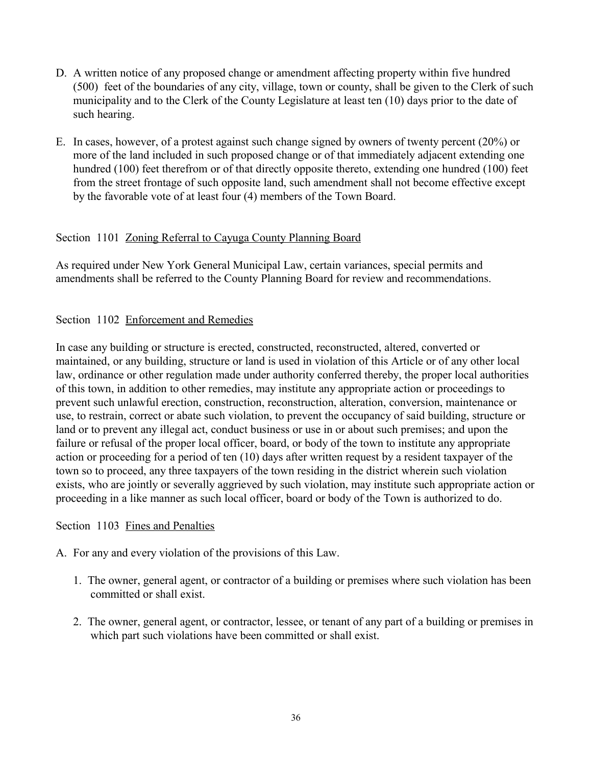D. A written notice of any proposed change or amendment affecting property within five hundred (500) feet of the boundaries of any city, village, town or county, shall be given to the Clerk of such municipality and to the Clerk of the County Legislature at least ten (10) days prior to the date of such hearing.

E. In cases, however, of a protest against such change signed by owners of twenty percent (20%) or more of the land included in such proposed change or of that immediately adjacent extending one hundred (100) feet therefrom or of that directly opposite thereto, extending one hundred (100) feet from the street frontage of such opposite land, such amendment shall not become effective except by the favorable vote of at least four (4) members of the Town Board.

## Section 1101 Zoning Referral to Cayuga County Planning Board

As required under New York General Municipal Law, certain variances, special permits and amendments shall be referred to the County Planning Board for review and recommendations.

## Section 1102 Enforcement and Remedies

In case any building or structure is erected, constructed, reconstructed, altered, converted or maintained, or any building, structure or land is used in violation of this Article or of any other local law, ordinance or other regulation made under authority conferred thereby, the proper local authorities of this town, in addition to other remedies, may institute any appropriate action or proceedings to prevent such unlawful erection, construction, reconstruction, alteration, conversion, maintenance or use, to restrain, correct or abate such violation, to prevent the occupancy of said building, structure or land or to prevent any illegal act, conduct business or use in or about such premises; and upon the failure or refusal of the proper local officer, board, or body of the town to institute any appropriate action or proceeding for a period of ten (10) days after written request by a resident taxpayer of the town so to proceed, any three taxpayers of the town residing in the district wherein such violation exists, who are jointly or severally aggrieved by such violation, may institute such appropriate action or proceeding in a like manner as such local officer, board or body of the Town is authorized to do.

## Section 1103 Fines and Penalties

A. For any and every violation of the provisions of this Law.

1. The owner, general agent, or contractor of a building or premises where such violation has been committed or shall exist.

2. The owner, general agent, or contractor, lessee, or tenant of any part of a building or premises in which part such violations have been committed or shall exist.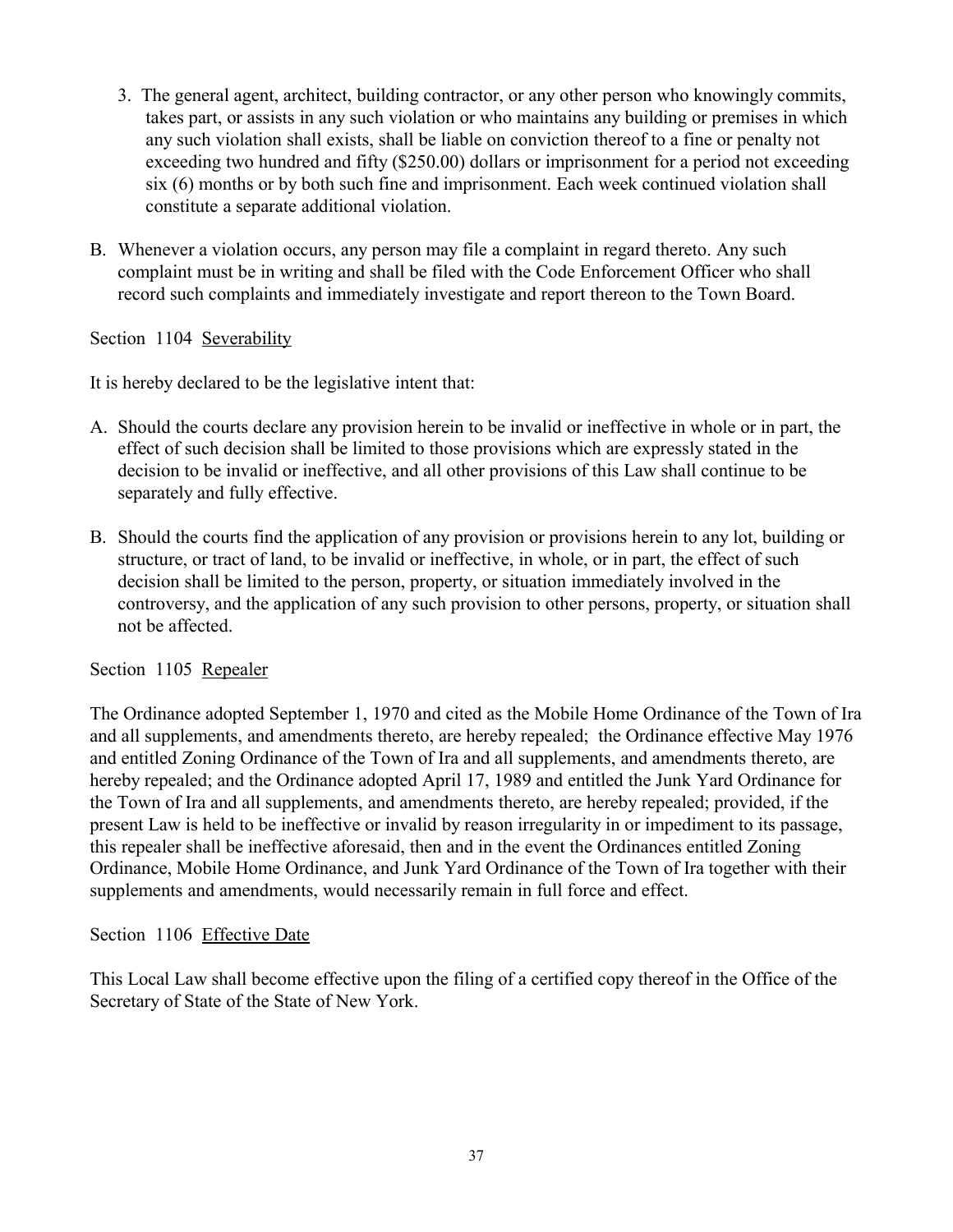3. The general agent, architect, building contractor, or any other person who knowingly commits, takes part, or assists in any such violation or who maintains any building or premises in which any such violation shall exists, shall be liable on conviction thereof to a fine or penalty not exceeding two hundred and fifty ($250.00) dollars or imprisonment for a period not exceeding six (6) months or by both such fine and imprisonment. Each week continued violation shall constitute a separate additional violation.

B. Whenever a violation occurs, any person may file a complaint in regard thereto. Any such complaint must be in writing and shall be filed with the Code Enforcement Officer who shall record such complaints and immediately investigate and report thereon to the Town Board.

Section 1104 Severability

It is hereby declared to be the legislative intent that:

A. Should the courts declare any provision herein to be invalid or ineffective in whole or in part, the effect of such decision shall be limited to those provisions which are expressly stated in the decision to be invalid or ineffective, and all other provisions of this Law shall continue to be separately and fully effective.

B. Should the courts find the application of any provision or provisions herein to any lot, building or structure, or tract of land, to be invalid or ineffective, in whole, or in part, the effect of such decision shall be limited to the person, property, or situation immediately involved in the controversy, and the application of any such provision to other persons, property, or situation shall not be affected.

Section 1105 Repealer

The Ordinance adopted September 1, 1970 and cited as the Mobile Home Ordinance of the Town of Ira and all supplements, and amendments thereto, are hereby repealed; the Ordinance effective May 1976 and entitled Zoning Ordinance of the Town of Ira and all supplements, and amendments thereto, are hereby repealed; and the Ordinance adopted April 17, 1989 and entitled the Junk Yard Ordinance for the Town of Ira and all supplements, and amendments thereto, are hereby repealed; provided, if the present Law is held to be ineffective or invalid by reason irregularity in or impediment to its passage, this repealer shall be ineffective aforesaid, then and in the event the Ordinances entitled Zoning Ordinance, Mobile Home Ordinance, and Junk Yard Ordinance of the Town of Ira together with their supplements and amendments, would necessarily remain in full force and effect.

Section 1106 Effective Date

This Local Law shall become effective upon the filing of a certified copy thereof in the Office of the Secretary of State of the State of New York.